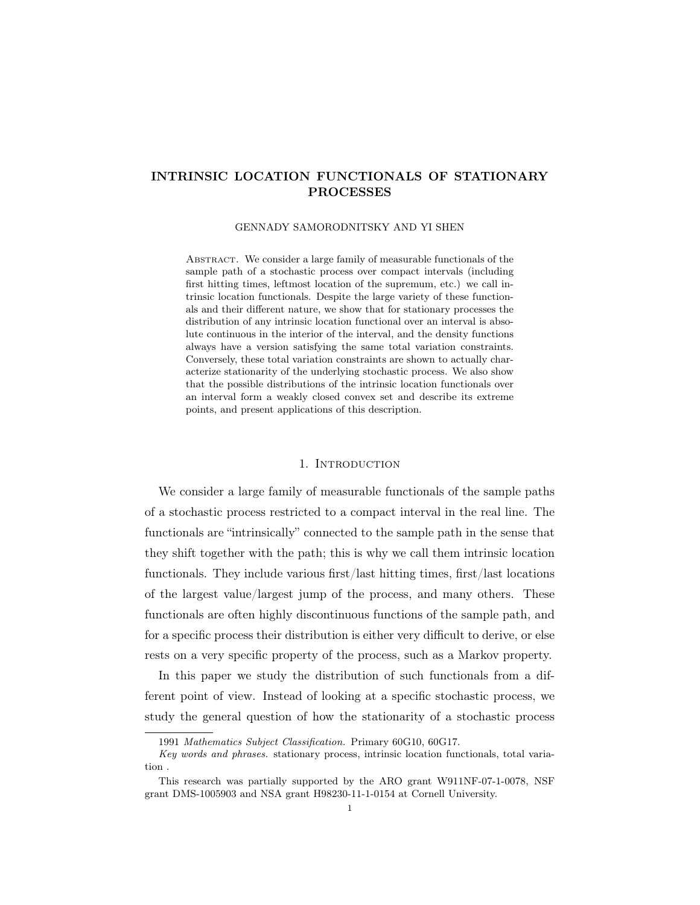# INTRINSIC LOCATION FUNCTIONALS OF STATIONARY PROCESSES

GENNADY SAMORODNITSKY AND YI SHEN

Abstract. We consider a large family of measurable functionals of the sample path of a stochastic process over compact intervals (including first hitting times, leftmost location of the supremum, etc.) we call intrinsic location functionals. Despite the large variety of these functionals and their different nature, we show that for stationary processes the distribution of any intrinsic location functional over an interval is absolute continuous in the interior of the interval, and the density functions always have a version satisfying the same total variation constraints. Conversely, these total variation constraints are shown to actually characterize stationarity of the underlying stochastic process. We also show that the possible distributions of the intrinsic location functionals over an interval form a weakly closed convex set and describe its extreme points, and present applications of this description.

## 1. Introduction

We consider a large family of measurable functionals of the sample paths of a stochastic process restricted to a compact interval in the real line. The functionals are "intrinsically" connected to the sample path in the sense that they shift together with the path; this is why we call them intrinsic location functionals. They include various first/last hitting times, first/last locations of the largest value/largest jump of the process, and many others. These functionals are often highly discontinuous functions of the sample path, and for a specific process their distribution is either very difficult to derive, or else rests on a very specific property of the process, such as a Markov property.

In this paper we study the distribution of such functionals from a different point of view. Instead of looking at a specific stochastic process, we study the general question of how the stationarity of a stochastic process

---

1991 *Mathematics Subject Classification.* Primary 60G10, 60G17.

*Key words and phrases.* stationary process, intrinsic location functionals, total variation .

This research was partially supported by the ARO grant W911NF-07-1-0078, NSF grant DMS-1005903 and NSA grant H98230-11-1-0154 at Cornell University.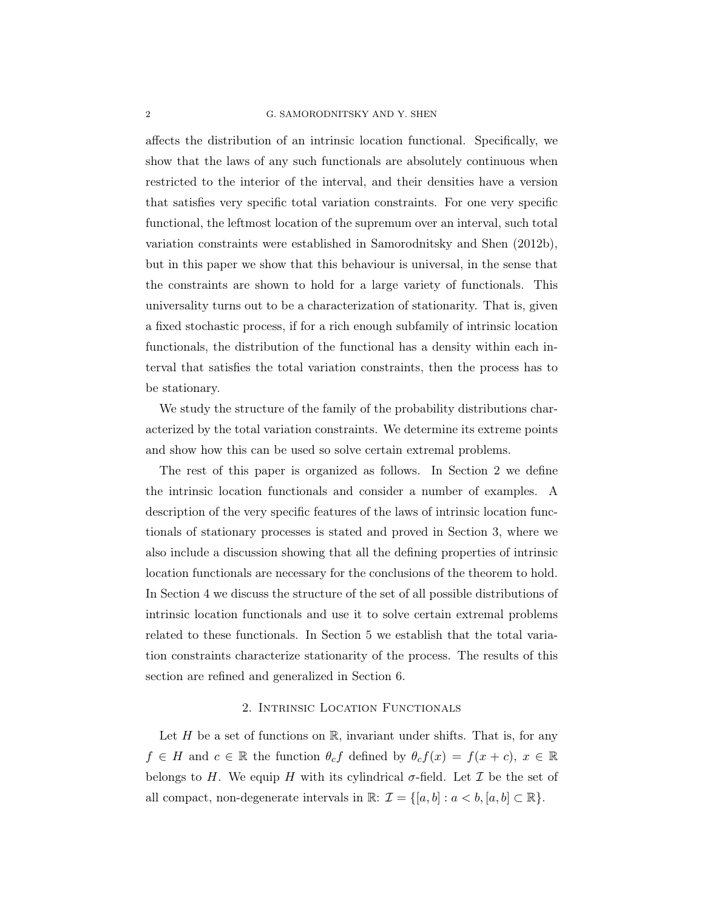affects the distribution of an intrinsic location functional. Specifically, we show that the laws of any such functionals are absolutely continuous when restricted to the interior of the interval, and their densities have a version that satisfies very specific total variation constraints. For one very specific functional, the leftmost location of the supremum over an interval, such total variation constraints were established in Samorodnitsky and Shen (2012b), but in this paper we show that this behaviour is universal, in the sense that the constraints are shown to hold for a large variety of functionals. This universality turns out to be a characterization of stationarity. That is, given a fixed stochastic process, if for a rich enough subfamily of intrinsic location functionals, the distribution of the functional has a density within each interval that satisfies the total variation constraints, then the process has to be stationary.

We study the structure of the family of the probability distributions characterized by the total variation constraints. We determine its extreme points and show how this can be used so solve certain extremal problems.

The rest of this paper is organized as follows. In Section 2 we define the intrinsic location functionals and consider a number of examples. A description of the very specific features of the laws of intrinsic location functionals of stationary processes is stated and proved in Section 3, where we also include a discussion showing that all the defining properties of intrinsic location functionals are necessary for the conclusions of the theorem to hold. In Section 4 we discuss the structure of the set of all possible distributions of intrinsic location functionals and use it to solve certain extremal problems related to these functionals. In Section 5 we establish that the total variation constraints characterize stationarity of the process. The results of this section are refined and generalized in Section 6.

## 2. Intrinsic Location Functionals

Let $H$ be a set of functions on $\mathbb{R}$, invariant under shifts. That is, for any $f \in H$ and $c \in \mathbb{R}$ the function $\theta_c f$ defined by $\theta_c f(x) = f(x+c)$, $x \in \mathbb{R}$ belongs to $H$. We equip $H$ with its cylindrical $\sigma$-field. Let $\mathcal{I}$ be the set of all compact, non-degenerate intervals in $\mathbb{R}$: $\mathcal{I} = \{[a,b] : a < b, [a,b] \subset \mathbb{R}\}$.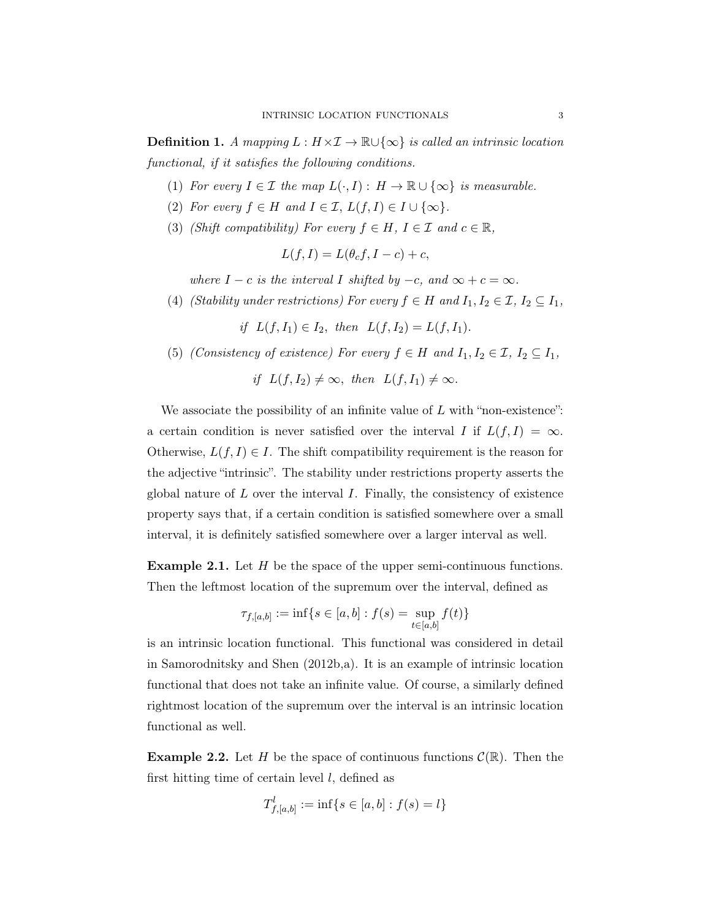**Definition 1.** *A mapping $L : H \times \mathcal{I} \to \mathbb{R} \cup \{\infty\}$ is called an intrinsic location functional, if it satisfies the following conditions.*

1. *For every $I \in \mathcal{I}$ the map $L(\cdot, I) : H \to \mathbb{R} \cup \{\infty\}$ is measurable.*
2. *For every $f \in H$ and $I \in \mathcal{I}$, $L(f, I) \in I \cup \{\infty\}$.*
3. *(Shift compatibility) For every $f \in H$, $I \in \mathcal{I}$ and $c \in \mathbb{R}$,*
$$L(f, I) = L(\theta_c f, I - c) + c,$$
*where $I - c$ is the interval $I$ shifted by $-c$, and $\infty + c = \infty$.*
4. *(Stability under restrictions) For every $f \in H$ and $I_1, I_2 \in \mathcal{I}$, $I_2 \subseteq I_1$,*
$$\text{if } \; L(f, I_1) \in I_2, \; \text{ then } \; L(f, I_2) = L(f, I_1).$$
5. *(Consistency of existence) For every $f \in H$ and $I_1, I_2 \in \mathcal{I}$, $I_2 \subseteq I_1$,*
$$\text{if } \; L(f, I_2) \neq \infty, \; \text{ then } \; L(f, I_1) \neq \infty.$$

We associate the possibility of an infinite value of $L$ with "non-existence": a certain condition is never satisfied over the interval $I$ if $L(f, I) = \infty$. Otherwise, $L(f, I) \in I$. The shift compatibility requirement is the reason for the adjective "intrinsic". The stability under restrictions property asserts the global nature of $L$ over the interval $I$. Finally, the consistency of existence property says that, if a certain condition is satisfied somewhere over a small interval, it is definitely satisfied somewhere over a larger interval as well.

**Example 2.1.** Let $H$ be the space of the upper semi-continuous functions. Then the leftmost location of the supremum over the interval, defined as

$$\tau_{f,[a,b]} := \inf\{s \in [a, b] : f(s) = \sup_{t \in [a,b]} f(t)\}$$

is an intrinsic location functional. This functional was considered in detail in Samorodnitsky and Shen (2012b,a). It is an example of intrinsic location functional that does not take an infinite value. Of course, a similarly defined rightmost location of the supremum over the interval is an intrinsic location functional as well.

**Example 2.2.** Let $H$ be the space of continuous functions $\mathcal{C}(\mathbb{R})$. Then the first hitting time of certain level $l$, defined as

$$T^l_{f,[a,b]} := \inf\{s \in [a, b] : f(s) = l\}$$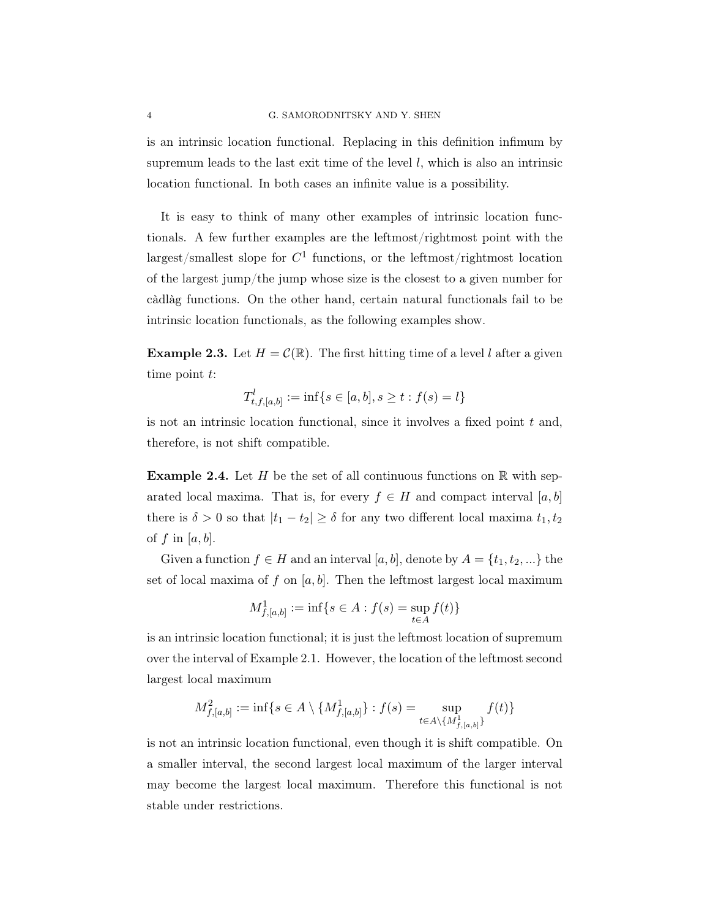is an intrinsic location functional. Replacing in this definition infimum by supremum leads to the last exit time of the level $l$, which is also an intrinsic location functional. In both cases an infinite value is a possibility.

It is easy to think of many other examples of intrinsic location functionals. A few further examples are the leftmost/rightmost point with the largest/smallest slope for $C^1$ functions, or the leftmost/rightmost location of the largest jump/the jump whose size is the closest to a given number for càdlàg functions. On the other hand, certain natural functionals fail to be intrinsic location functionals, as the following examples show.

**Example 2.3.** Let $H = \mathcal{C}(\mathbb{R})$. The first hitting time of a level $l$ after a given time point $t$:

$$T^l_{t,f,[a,b]} := \inf\{s \in [a,b], s \geq t : f(s) = l\}$$

is not an intrinsic location functional, since it involves a fixed point $t$ and, therefore, is not shift compatible.

**Example 2.4.** Let $H$ be the set of all continuous functions on $\mathbb{R}$ with separated local maxima. That is, for every $f \in H$ and compact interval $[a,b]$ there is $\delta > 0$ so that $|t_1 - t_2| \geq \delta$ for any two different local maxima $t_1, t_2$ of $f$ in $[a,b]$.

Given a function $f \in H$ and an interval $[a,b]$, denote by $A = \{t_1, t_2, ...\}$ the set of local maxima of $f$ on $[a,b]$. Then the leftmost largest local maximum

$$M^1_{f,[a,b]} := \inf\{s \in A : f(s) = \sup_{t \in A} f(t)\}$$

is an intrinsic location functional; it is just the leftmost location of supremum over the interval of Example 2.1. However, the location of the leftmost second largest local maximum

$$M^2_{f,[a,b]} := \inf\{s \in A \setminus \{M^1_{f,[a,b]}\} : f(s) = \sup_{t \in A \setminus \{M^1_{f,[a,b]}\}} f(t)\}$$

is not an intrinsic location functional, even though it is shift compatible. On a smaller interval, the second largest local maximum of the larger interval may become the largest local maximum. Therefore this functional is not stable under restrictions.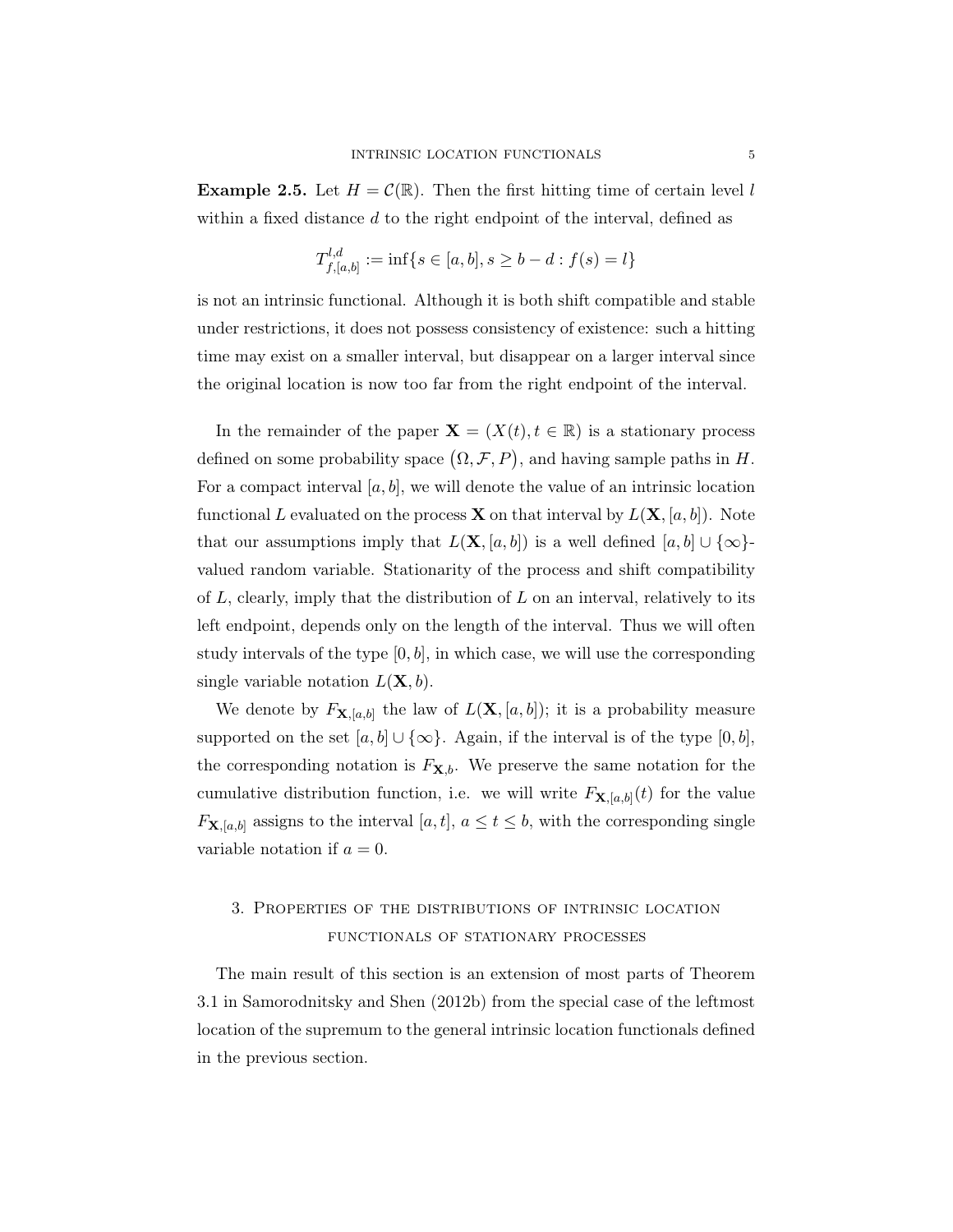**Example 2.5.** Let $H = \mathcal{C}(\mathbb{R})$. Then the first hitting time of certain level $l$ within a fixed distance $d$ to the right endpoint of the interval, defined as

$$T^{l,d}_{f,[a,b]} := \inf\{s \in [a,b], s \geq b - d : f(s) = l\}$$

is not an intrinsic functional. Although it is both shift compatible and stable under restrictions, it does not possess consistency of existence: such a hitting time may exist on a smaller interval, but disappear on a larger interval since the original location is now too far from the right endpoint of the interval.

In the remainder of the paper $\mathbf{X} = (X(t), t \in \mathbb{R})$ is a stationary process defined on some probability space $(\Omega, \mathcal{F}, P)$, and having sample paths in $H$. For a compact interval $[a,b]$, we will denote the value of an intrinsic location functional $L$ evaluated on the process $\mathbf{X}$ on that interval by $L(\mathbf{X}, [a,b])$. Note that our assumptions imply that $L(\mathbf{X}, [a,b])$ is a well defined $[a,b] \cup \{\infty\}$-valued random variable. Stationarity of the process and shift compatibility of $L$, clearly, imply that the distribution of $L$ on an interval, relatively to its left endpoint, depends only on the length of the interval. Thus we will often study intervals of the type $[0,b]$, in which case, we will use the corresponding single variable notation $L(\mathbf{X}, b)$.

We denote by $F_{\mathbf{X},[a,b]}$ the law of $L(\mathbf{X}, [a,b])$; it is a probability measure supported on the set $[a,b] \cup \{\infty\}$. Again, if the interval is of the type $[0,b]$, the corresponding notation is $F_{\mathbf{X},b}$. We preserve the same notation for the cumulative distribution function, i.e. we will write $F_{\mathbf{X},[a,b]}(t)$ for the value $F_{\mathbf{X},[a,b]}$ assigns to the interval $[a,t]$, $a \leq t \leq b$, with the corresponding single variable notation if $a = 0$.

## 3. Properties of the distributions of intrinsic location functionals of stationary processes

The main result of this section is an extension of most parts of Theorem 3.1 in Samorodnitsky and Shen (2012b) from the special case of the leftmost location of the supremum to the general intrinsic location functionals defined in the previous section.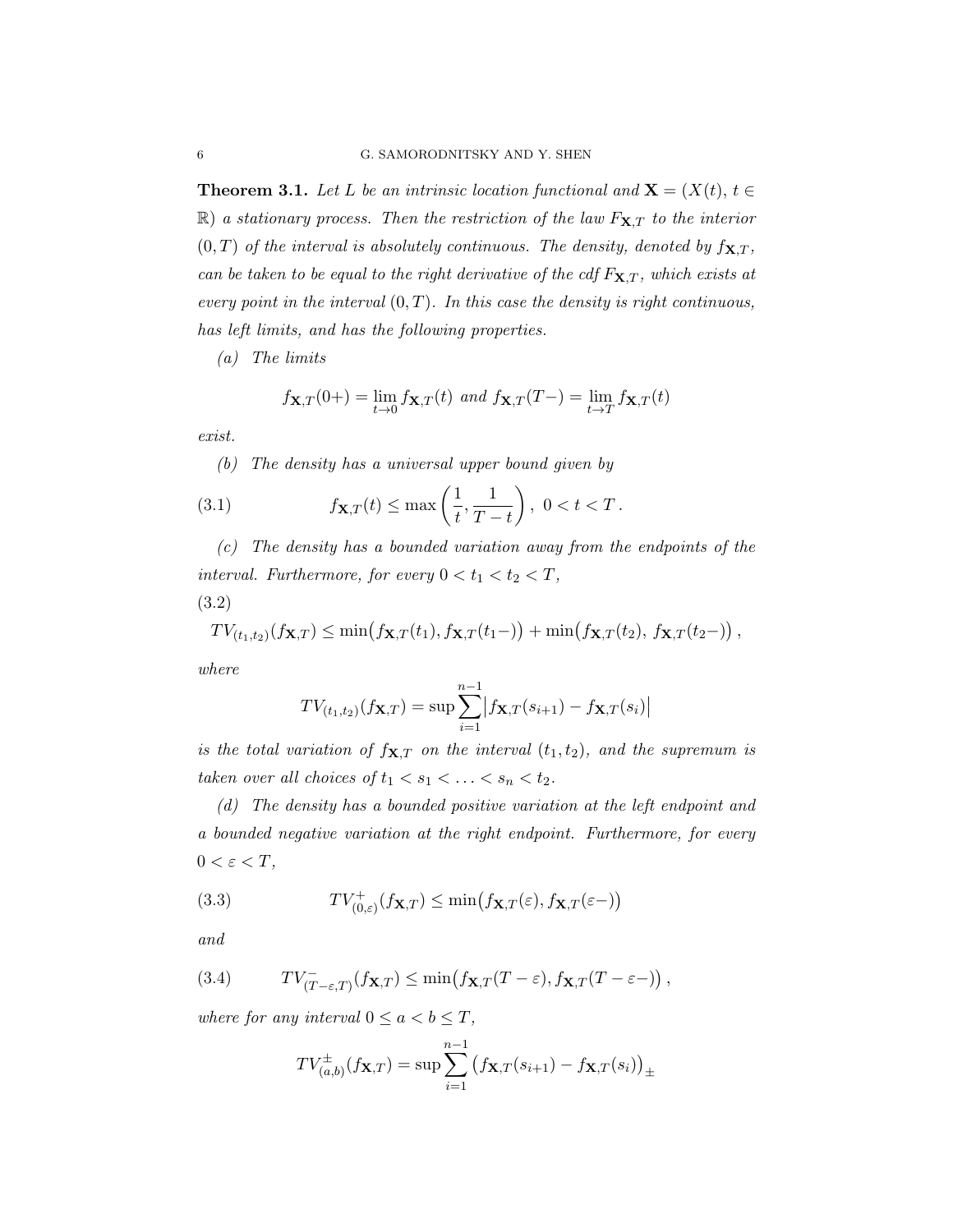**Theorem 3.1.** *Let $L$ be an intrinsic location functional and $\mathbf{X} = (X(t),\, t \in \mathbb{R})$ a stationary process. Then the restriction of the law $F_{\mathbf{X},T}$ to the interior $(0,T)$ of the interval is absolutely continuous. The density, denoted by $f_{\mathbf{X},T}$, can be taken to be equal to the right derivative of the cdf $F_{\mathbf{X},T}$, which exists at every point in the interval $(0,T)$. In this case the density is right continuous, has left limits, and has the following properties.*

*(a) The limits*

$$f_{\mathbf{X},T}(0+) = \lim_{t \to 0} f_{\mathbf{X},T}(t) \text{ and } f_{\mathbf{X},T}(T-) = \lim_{t \to T} f_{\mathbf{X},T}(t)$$

*exist.*

*(b) The density has a universal upper bound given by*

$$f_{\mathbf{X},T}(t) \le \max\left(\frac{1}{t}, \frac{1}{T-t}\right),\ 0 < t < T\,. \tag{3.1}$$

*(c) The density has a bounded variation away from the endpoints of the interval. Furthermore, for every $0 < t_1 < t_2 < T$,*

$$TV_{(t_1,t_2)}(f_{\mathbf{X},T}) \le \min\big(f_{\mathbf{X},T}(t_1), f_{\mathbf{X},T}(t_1-)\big) + \min\big(f_{\mathbf{X},T}(t_2),\, f_{\mathbf{X},T}(t_2-)\big)\,, \tag{3.2}$$

*where*

$$TV_{(t_1,t_2)}(f_{\mathbf{X},T}) = \sup \sum_{i=1}^{n-1} \big| f_{\mathbf{X},T}(s_{i+1}) - f_{\mathbf{X},T}(s_i) \big|$$

*is the total variation of $f_{\mathbf{X},T}$ on the interval $(t_1,t_2)$, and the supremum is taken over all choices of $t_1 < s_1 < \ldots < s_n < t_2$.*

*(d) The density has a bounded positive variation at the left endpoint and a bounded negative variation at the right endpoint. Furthermore, for every $0 < \varepsilon < T$,*

$$TV^{+}_{(0,\varepsilon)}(f_{\mathbf{X},T}) \le \min\big(f_{\mathbf{X},T}(\varepsilon), f_{\mathbf{X},T}(\varepsilon-)\big) \tag{3.3}$$

*and*

$$TV^{-}_{(T-\varepsilon,T)}(f_{\mathbf{X},T}) \le \min\big(f_{\mathbf{X},T}(T-\varepsilon), f_{\mathbf{X},T}(T-\varepsilon-)\big)\,, \tag{3.4}$$

*where for any interval $0 \le a < b \le T$,*

$$TV^{\pm}_{(a,b)}(f_{\mathbf{X},T}) = \sup \sum_{i=1}^{n-1} \big( f_{\mathbf{X},T}(s_{i+1}) - f_{\mathbf{X},T}(s_i) \big)_{\pm}$$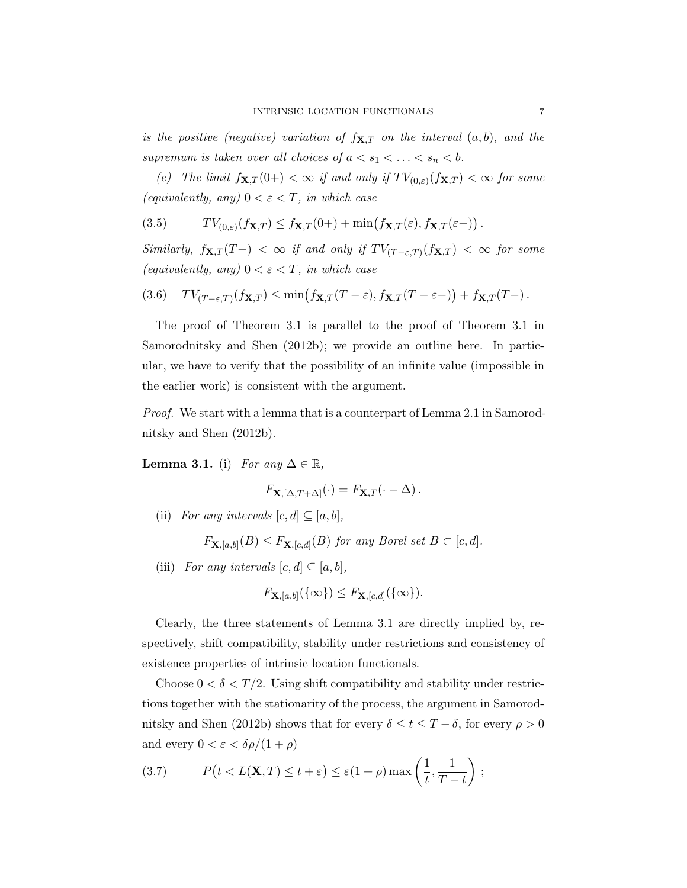*is the positive (negative) variation of $f_{\mathbf{X},T}$ on the interval $(a,b)$, and the supremum is taken over all choices of $a < s_1 < \ldots < s_n < b$.*

*(e) The limit $f_{\mathbf{X},T}(0+) < \infty$ if and only if $TV_{(0,\varepsilon)}(f_{\mathbf{X},T}) < \infty$ for some (equivalently, any) $0 < \varepsilon < T$, in which case*

$$TV_{(0,\varepsilon)}(f_{\mathbf{X},T}) \leq f_{\mathbf{X},T}(0+) + \min\big(f_{\mathbf{X},T}(\varepsilon), f_{\mathbf{X},T}(\varepsilon-)\big)\,. \tag{3.5}$$

*Similarly, $f_{\mathbf{X},T}(T-) < \infty$ if and only if $TV_{(T-\varepsilon,T)}(f_{\mathbf{X},T}) < \infty$ for some (equivalently, any) $0 < \varepsilon < T$, in which case*

$$TV_{(T-\varepsilon,T)}(f_{\mathbf{X},T}) \leq \min\big(f_{\mathbf{X},T}(T-\varepsilon), f_{\mathbf{X},T}(T-\varepsilon-)\big) + f_{\mathbf{X},T}(T-)\,. \tag{3.6}$$

The proof of Theorem 3.1 is parallel to the proof of Theorem 3.1 in Samorodnitsky and Shen (2012b); we provide an outline here. In particular, we have to verify that the possibility of an infinite value (impossible in the earlier work) is consistent with the argument.

*Proof.* We start with a lemma that is a counterpart of Lemma 2.1 in Samorodnitsky and Shen (2012b).

**Lemma 3.1.** (i) *For any $\Delta \in \mathbb{R}$,*

$$F_{\mathbf{X},[\Delta,T+\Delta]}(\cdot) = F_{\mathbf{X},T}(\cdot - \Delta)\,.$$

(ii) *For any intervals $[c,d] \subseteq [a,b]$,*

$$F_{\mathbf{X},[a,b]}(B) \leq F_{\mathbf{X},[c,d]}(B) \text{ for any Borel set } B \subset [c,d].$$

(iii) *For any intervals $[c,d] \subseteq [a,b]$,*

$$F_{\mathbf{X},[a,b]}(\{\infty\}) \leq F_{\mathbf{X},[c,d]}(\{\infty\}).$$

Clearly, the three statements of Lemma 3.1 are directly implied by, respectively, shift compatibility, stability under restrictions and consistency of existence properties of intrinsic location functionals.

Choose $0 < \delta < T/2$. Using shift compatibility and stability under restrictions together with the stationarity of the process, the argument in Samorodnitsky and Shen (2012b) shows that for every $\delta \leq t \leq T - \delta$, for every $\rho > 0$ and every $0 < \varepsilon < \delta\rho/(1+\rho)$

$$P\big(t < L(\mathbf{X},T) \leq t + \varepsilon\big) \leq \varepsilon(1+\rho)\max\left(\frac{1}{t}, \frac{1}{T-t}\right)\,; \tag{3.7}$$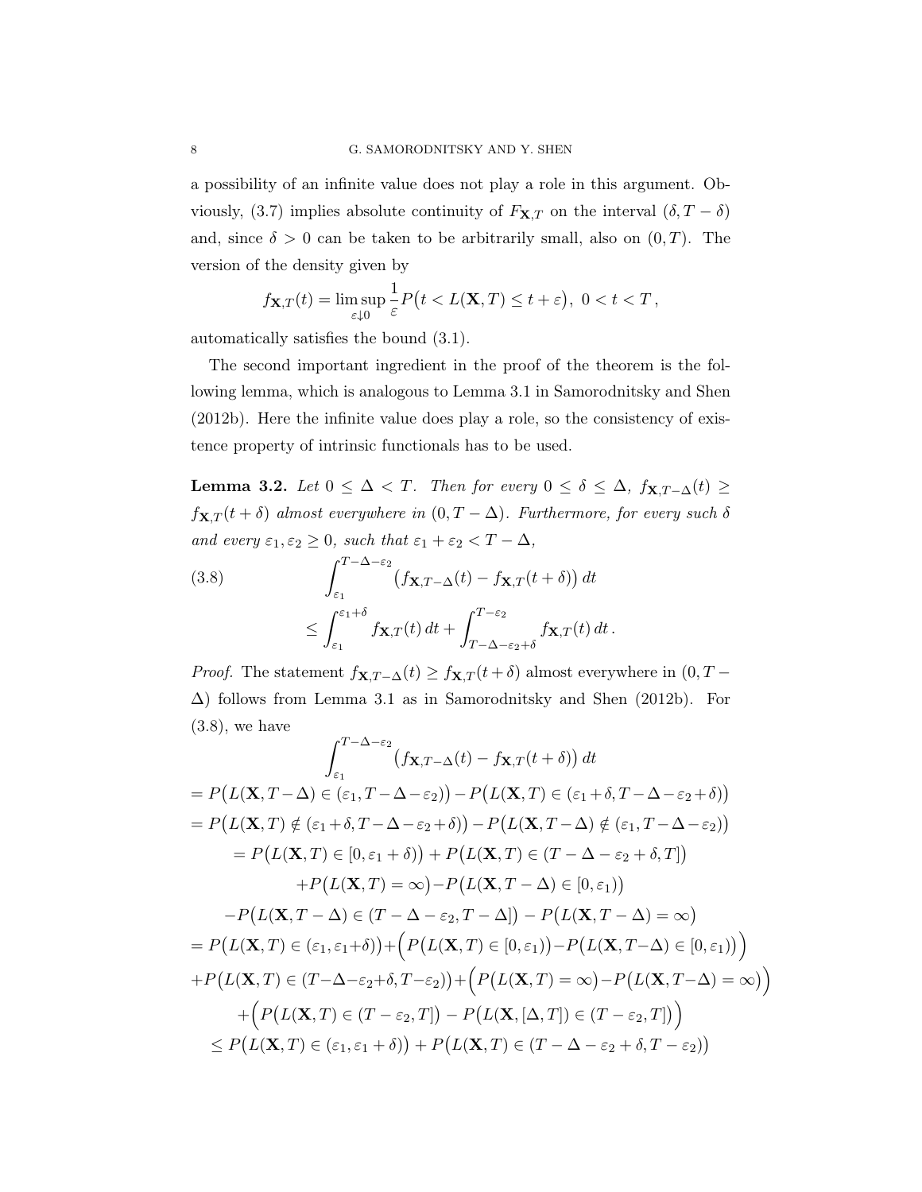a possibility of an infinite value does not play a role in this argument. Obviously, (3.7) implies absolute continuity of $F_{\mathbf{X},T}$ on the interval $(\delta, T-\delta)$ and, since $\delta > 0$ can be taken to be arbitrarily small, also on $(0,T)$. The version of the density given by

$$f_{\mathbf{X},T}(t) = \limsup_{\varepsilon \downarrow 0} \frac{1}{\varepsilon} P\big(t < L(\mathbf{X},T) \leq t+\varepsilon\big),\ 0 < t < T\,,$$

automatically satisfies the bound (3.1).

The second important ingredient in the proof of the theorem is the following lemma, which is analogous to Lemma 3.1 in Samorodnitsky and Shen (2012b). Here the infinite value does play a role, so the consistency of existence property of intrinsic functionals has to be used.

**Lemma 3.2.** *Let $0 \leq \Delta < T$. Then for every $0 \leq \delta \leq \Delta$, $f_{\mathbf{X},T-\Delta}(t) \geq f_{\mathbf{X},T}(t+\delta)$ almost everywhere in $(0, T-\Delta)$. Furthermore, for every such $\delta$ and every $\varepsilon_1, \varepsilon_2 \geq 0$, such that $\varepsilon_1 + \varepsilon_2 < T - \Delta$,*

$$\int_{\varepsilon_1}^{T-\Delta-\varepsilon_2} \big(f_{\mathbf{X},T-\Delta}(t) - f_{\mathbf{X},T}(t+\delta)\big)\,dt \leq \int_{\varepsilon_1}^{\varepsilon_1+\delta} f_{\mathbf{X},T}(t)\,dt + \int_{T-\Delta-\varepsilon_2+\delta}^{T-\varepsilon_2} f_{\mathbf{X},T}(t)\,dt\,. \tag{3.8}$$

*Proof.* The statement $f_{\mathbf{X},T-\Delta}(t) \geq f_{\mathbf{X},T}(t+\delta)$ almost everywhere in $(0, T-\Delta)$ follows from Lemma 3.1 as in Samorodnitsky and Shen (2012b). For (3.8), we have

$$\begin{aligned}
&\int_{\varepsilon_1}^{T-\Delta-\varepsilon_2} \big(f_{\mathbf{X},T-\Delta}(t) - f_{\mathbf{X},T}(t+\delta)\big)\,dt \\
&= P\big(L(\mathbf{X},T-\Delta) \in (\varepsilon_1, T-\Delta-\varepsilon_2)\big) - P\big(L(\mathbf{X},T) \in (\varepsilon_1+\delta, T-\Delta-\varepsilon_2+\delta)\big) \\
&= P\big(L(\mathbf{X},T) \notin (\varepsilon_1+\delta, T-\Delta-\varepsilon_2+\delta)\big) - P\big(L(\mathbf{X},T-\Delta) \notin (\varepsilon_1, T-\Delta-\varepsilon_2)\big) \\
&= P\big(L(\mathbf{X},T) \in [0, \varepsilon_1+\delta)\big) + P\big(L(\mathbf{X},T) \in (T-\Delta-\varepsilon_2+\delta, T]\big) \\
&\quad + P\big(L(\mathbf{X},T) = \infty\big) - P\big(L(\mathbf{X},T-\Delta) \in [0,\varepsilon_1)\big) \\
&\quad - P\big(L(\mathbf{X},T-\Delta) \in (T-\Delta-\varepsilon_2, T-\Delta]\big) - P\big(L(\mathbf{X},T-\Delta) = \infty\big) \\
&= P\big(L(\mathbf{X},T) \in (\varepsilon_1, \varepsilon_1+\delta)\big) + \Big(P\big(L(\mathbf{X},T) \in [0,\varepsilon_1)\big) - P\big(L(\mathbf{X},T-\Delta) \in [0,\varepsilon_1)\big)\Big) \\
&\quad + P\big(L(\mathbf{X},T) \in (T-\Delta-\varepsilon_2+\delta, T-\varepsilon_2)\big) + \Big(P\big(L(\mathbf{X},T) = \infty\big) - P\big(L(\mathbf{X},T-\Delta) = \infty\big)\Big) \\
&\quad + \Big(P\big(L(\mathbf{X},T) \in (T-\varepsilon_2, T]\big) - P\big(L(\mathbf{X},[\Delta,T]) \in (T-\varepsilon_2, T]\big)\Big) \\
&\leq P\big(L(\mathbf{X},T) \in (\varepsilon_1, \varepsilon_1+\delta)\big) + P\big(L(\mathbf{X},T) \in (T-\Delta-\varepsilon_2+\delta, T-\varepsilon_2)\big)
\end{aligned}$$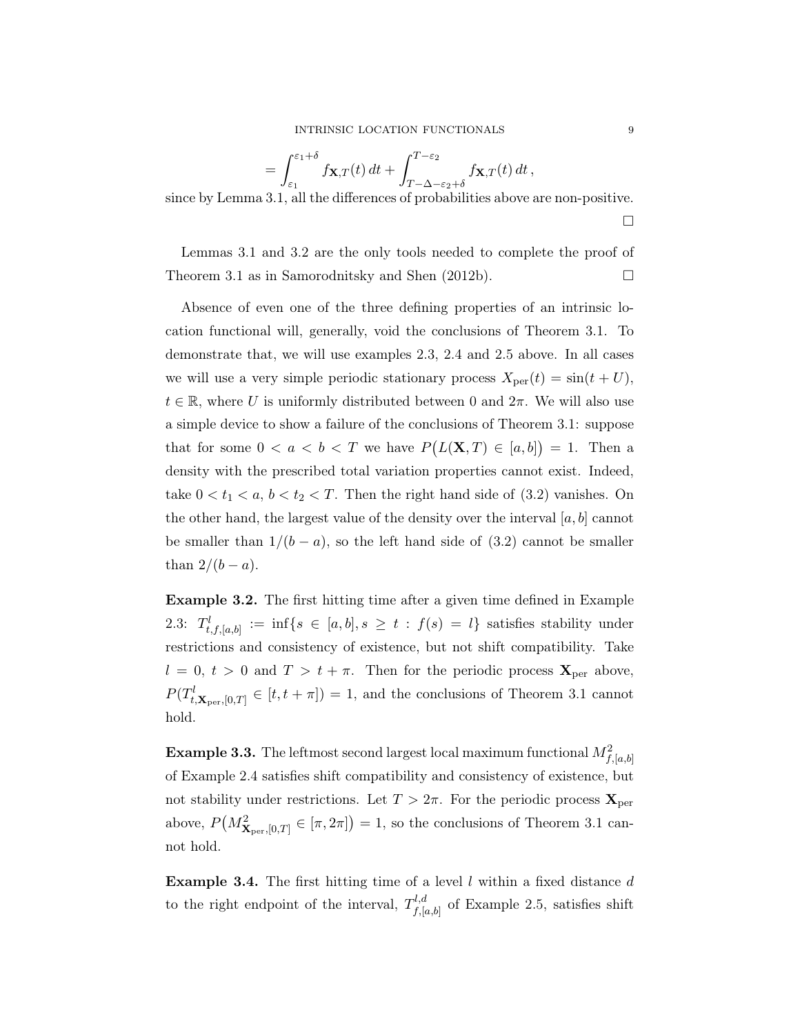$$= \int_{\varepsilon_1}^{\varepsilon_1+\delta} f_{\mathbf{X},T}(t)\,dt + \int_{T-\Delta-\varepsilon_2+\delta}^{T-\varepsilon_2} f_{\mathbf{X},T}(t)\,dt\,,$$

since by Lemma 3.1, all the differences of probabilities above are non-positive.

□

Lemmas 3.1 and 3.2 are the only tools needed to complete the proof of Theorem 3.1 as in Samorodnitsky and Shen (2012b). □

Absence of even one of the three defining properties of an intrinsic location functional will, generally, void the conclusions of Theorem 3.1. To demonstrate that, we will use examples 2.3, 2.4 and 2.5 above. In all cases we will use a very simple periodic stationary process $X_{\rm per}(t) = \sin(t+U)$, $t \in \mathbb{R}$, where $U$ is uniformly distributed between 0 and $2\pi$. We will also use a simple device to show a failure of the conclusions of Theorem 3.1: suppose that for some $0 < a < b < T$ we have $P\big(L(\mathbf{X},T) \in [a,b]\big) = 1$. Then a density with the prescribed total variation properties cannot exist. Indeed, take $0 < t_1 < a$, $b < t_2 < T$. Then the right hand side of (3.2) vanishes. On the other hand, the largest value of the density over the interval $[a,b]$ cannot be smaller than $1/(b-a)$, so the left hand side of (3.2) cannot be smaller than $2/(b-a)$.

**Example 3.2.** The first hitting time after a given time defined in Example 2.3: $T^l_{t,f,[a,b]} := \inf\{s \in [a,b], s \geq t : f(s) = l\}$ satisfies stability under restrictions and consistency of existence, but not shift compatibility. Take $l = 0$, $t > 0$ and $T > t + \pi$. Then for the periodic process $\mathbf{X}_{\rm per}$ above, $P(T^l_{t,\mathbf{X}_{\rm per},[0,T]} \in [t, t+\pi]) = 1$, and the conclusions of Theorem 3.1 cannot hold.

**Example 3.3.** The leftmost second largest local maximum functional $M^2_{f,[a,b]}$ of Example 2.4 satisfies shift compatibility and consistency of existence, but not stability under restrictions. Let $T > 2\pi$. For the periodic process $\mathbf{X}_{\rm per}$ above, $P\big(M^2_{\mathbf{X}_{\rm per},[0,T]} \in [\pi, 2\pi]\big) = 1$, so the conclusions of Theorem 3.1 cannot hold.

**Example 3.4.** The first hitting time of a level $l$ within a fixed distance $d$ to the right endpoint of the interval, $T^{l,d}_{f,[a,b]}$ of Example 2.5, satisfies shift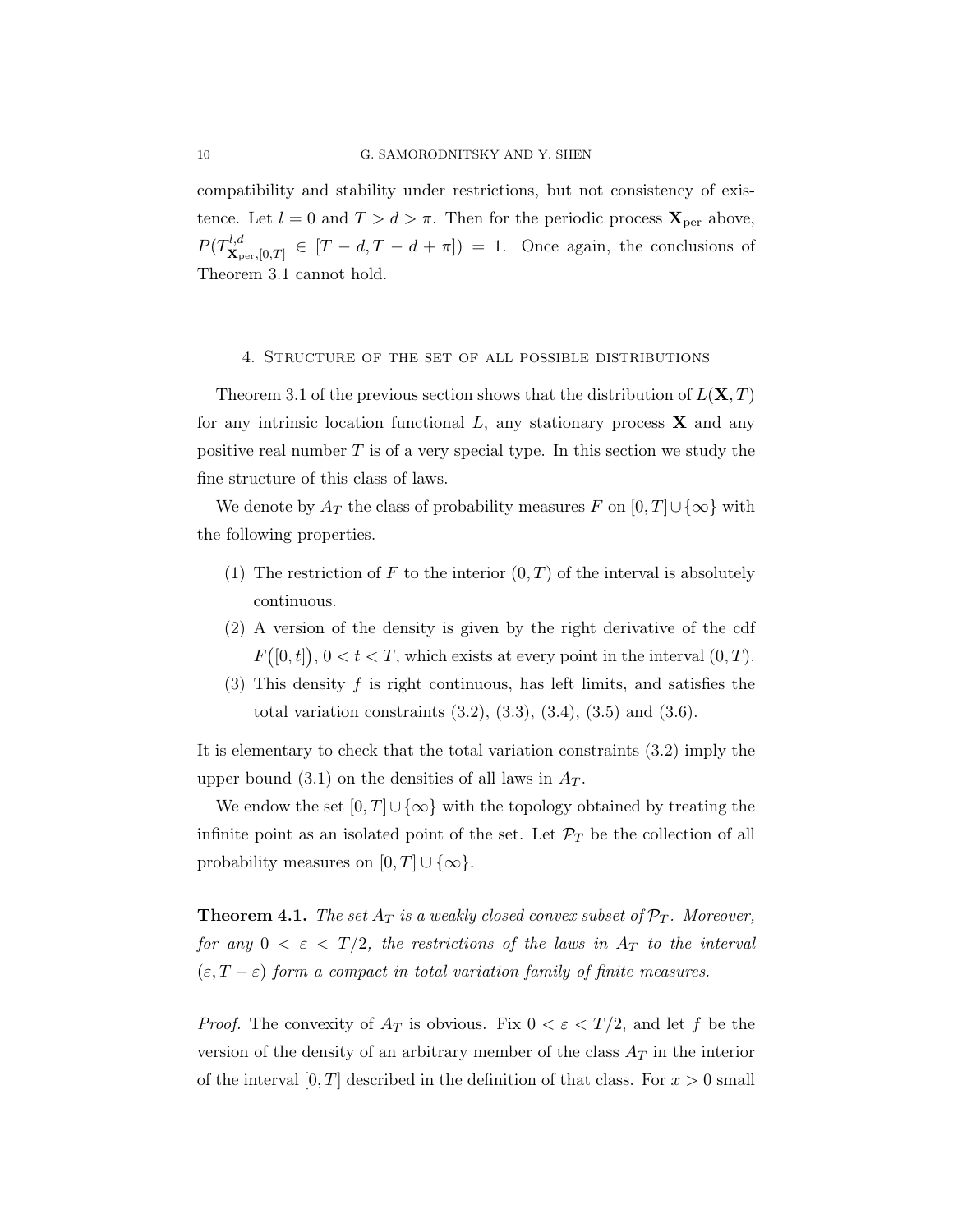compatibility and stability under restrictions, but not consistency of existence. Let $l = 0$ and $T > d > \pi$. Then for the periodic process $\mathbf{X}_{\rm per}$ above, $P(T^{l,d}_{\mathbf{X}_{\rm per},[0,T]} \in [T-d, T-d+\pi]) = 1$. Once again, the conclusions of Theorem 3.1 cannot hold.

## 4. Structure of the set of all possible distributions

Theorem 3.1 of the previous section shows that the distribution of $L(\mathbf{X}, T)$ for any intrinsic location functional $L$, any stationary process $\mathbf{X}$ and any positive real number $T$ is of a very special type. In this section we study the fine structure of this class of laws.

We denote by $A_T$ the class of probability measures $F$ on $[0,T] \cup \{\infty\}$ with the following properties.

1. The restriction of $F$ to the interior $(0,T)$ of the interval is absolutely continuous.
2. A version of the density is given by the right derivative of the cdf $F\big([0,t]\big)$, $0 < t < T$, which exists at every point in the interval $(0,T)$.
3. This density $f$ is right continuous, has left limits, and satisfies the total variation constraints (3.2), (3.3), (3.4), (3.5) and (3.6).

It is elementary to check that the total variation constraints (3.2) imply the upper bound (3.1) on the densities of all laws in $A_T$.

We endow the set $[0,T] \cup \{\infty\}$ with the topology obtained by treating the infinite point as an isolated point of the set. Let $\mathcal{P}_T$ be the collection of all probability measures on $[0,T] \cup \{\infty\}$.

**Theorem 4.1.** *The set $A_T$ is a weakly closed convex subset of $\mathcal{P}_T$. Moreover, for any $0 < \varepsilon < T/2$, the restrictions of the laws in $A_T$ to the interval $(\varepsilon, T-\varepsilon)$ form a compact in total variation family of finite measures.*

*Proof.* The convexity of $A_T$ is obvious. Fix $0 < \varepsilon < T/2$, and let $f$ be the version of the density of an arbitrary member of the class $A_T$ in the interior of the interval $[0,T]$ described in the definition of that class. For $x > 0$ small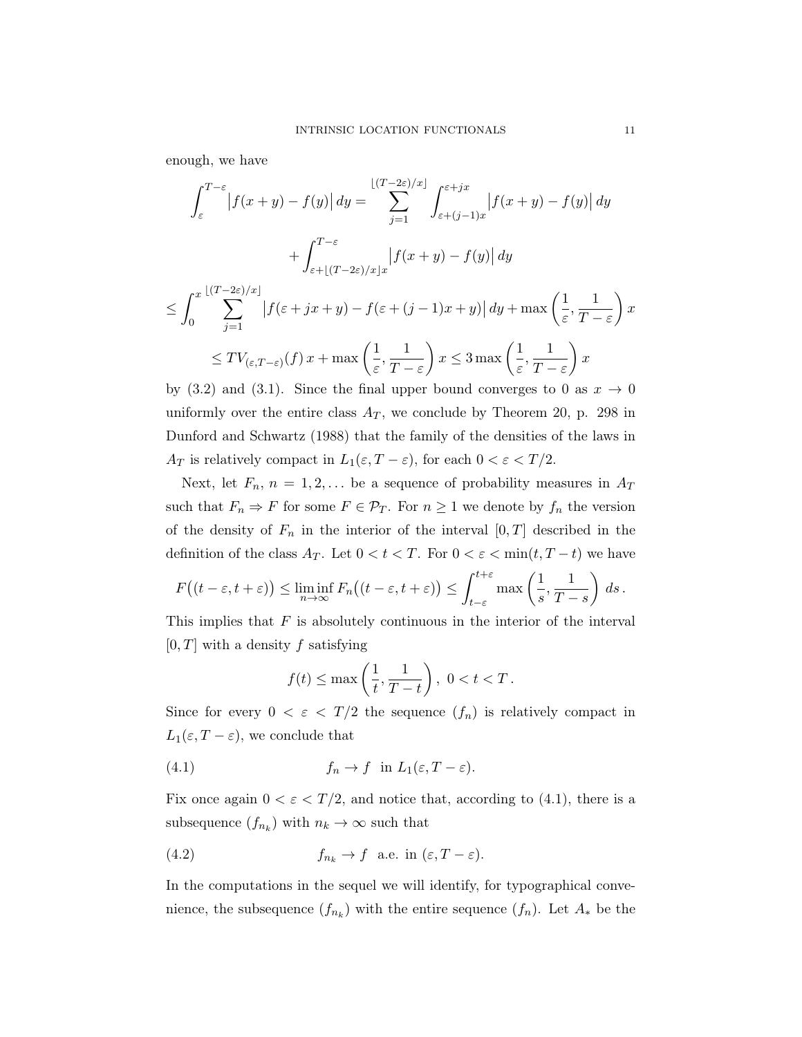enough, we have

$$\int_{\varepsilon}^{T-\varepsilon} \bigl|f(x+y)-f(y)\bigr|\,dy = \sum_{j=1}^{\lfloor (T-2\varepsilon)/x\rfloor} \int_{\varepsilon+(j-1)x}^{\varepsilon+jx} \bigl|f(x+y)-f(y)\bigr|\,dy$$

$$+ \int_{\varepsilon+\lfloor (T-2\varepsilon)/x\rfloor x}^{T-\varepsilon} \bigl|f(x+y)-f(y)\bigr|\,dy$$

$$\leq \int_0^x \sum_{j=1}^{\lfloor (T-2\varepsilon)/x\rfloor} \bigl|f(\varepsilon+jx+y)-f(\varepsilon+(j-1)x+y)\bigr|\,dy + \max\left(\frac{1}{\varepsilon}, \frac{1}{T-\varepsilon}\right) x$$

$$\leq TV_{(\varepsilon, T-\varepsilon)}(f)\, x + \max\left(\frac{1}{\varepsilon}, \frac{1}{T-\varepsilon}\right) x \leq 3 \max\left(\frac{1}{\varepsilon}, \frac{1}{T-\varepsilon}\right) x$$

by (3.2) and (3.1). Since the final upper bound converges to 0 as $x \to 0$ uniformly over the entire class $A_T$, we conclude by Theorem 20, p. 298 in Dunford and Schwartz (1988) that the family of the densities of the laws in $A_T$ is relatively compact in $L_1(\varepsilon, T-\varepsilon)$, for each $0 < \varepsilon < T/2$.

Next, let $F_n$, $n = 1, 2, \ldots$ be a sequence of probability measures in $A_T$ such that $F_n \Rightarrow F$ for some $F \in \mathcal{P}_T$. For $n \geq 1$ we denote by $f_n$ the version of the density of $F_n$ in the interior of the interval $[0, T]$ described in the definition of the class $A_T$. Let $0 < t < T$. For $0 < \varepsilon < \min(t, T-t)$ we have

$$F\bigl((t-\varepsilon, t+\varepsilon)\bigr) \leq \liminf_{n\to\infty} F_n\bigl((t-\varepsilon, t+\varepsilon)\bigr) \leq \int_{t-\varepsilon}^{t+\varepsilon} \max\left(\frac{1}{s}, \frac{1}{T-s}\right) ds\,.$$

This implies that $F$ is absolutely continuous in the interior of the interval $[0, T]$ with a density $f$ satisfying

$$f(t) \leq \max\left(\frac{1}{t}, \frac{1}{T-t}\right),\ 0 < t < T\,.$$

Since for every $0 < \varepsilon < T/2$ the sequence $(f_n)$ is relatively compact in $L_1(\varepsilon, T-\varepsilon)$, we conclude that

$$f_n \to f \ \text{ in } L_1(\varepsilon, T-\varepsilon). \tag{4.1}$$

Fix once again $0 < \varepsilon < T/2$, and notice that, according to (4.1), there is a subsequence $(f_{n_k})$ with $n_k \to \infty$ such that

$$f_{n_k} \to f \ \text{ a.e. in } (\varepsilon, T-\varepsilon). \tag{4.2}$$

In the computations in the sequel we will identify, for typographical convenience, the subsequence $(f_{n_k})$ with the entire sequence $(f_n)$. Let $A_*$ be the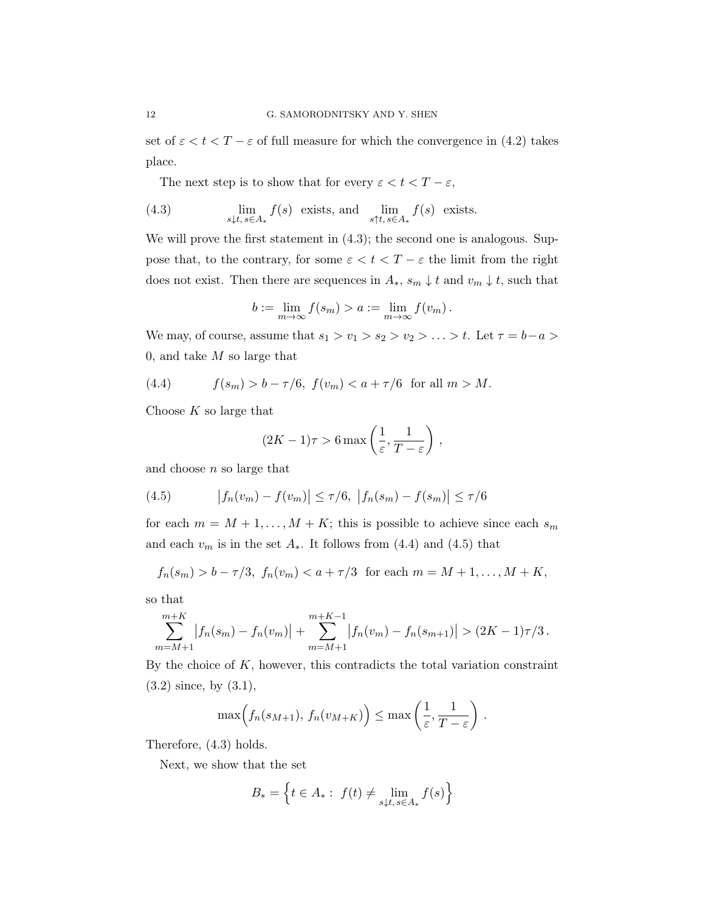set of $\varepsilon < t < T - \varepsilon$ of full measure for which the convergence in (4.2) takes place.

The next step is to show that for every $\varepsilon < t < T - \varepsilon$,

$$
\lim_{s\downarrow t,\, s\in A_*} f(s) \ \text{ exists, and } \ \lim_{s\uparrow t,\, s\in A_*} f(s) \ \text{ exists.} \tag{4.3}
$$

We will prove the first statement in (4.3); the second one is analogous. Suppose that, to the contrary, for some $\varepsilon < t < T - \varepsilon$ the limit from the right does not exist. Then there are sequences in $A_*$, $s_m \downarrow t$ and $v_m \downarrow t$, such that

$$
b := \lim_{m\to\infty} f(s_m) > a := \lim_{m\to\infty} f(v_m)\,.
$$

We may, of course, assume that $s_1 > v_1 > s_2 > v_2 > \ldots > t$. Let $\tau = b - a > 0$, and take $M$ so large that

$$
f(s_m) > b - \tau/6, \ f(v_m) < a + \tau/6 \ \text{ for all } m > M. \tag{4.4}
$$

Choose $K$ so large that

$$
(2K-1)\tau > 6 \max\left(\frac{1}{\varepsilon}, \frac{1}{T-\varepsilon}\right)\,,
$$

and choose $n$ so large that

$$
\big|f_n(v_m) - f(v_m)\big| \le \tau/6, \ \big|f_n(s_m) - f(s_m)\big| \le \tau/6 \tag{4.5}
$$

for each $m = M+1, \ldots, M+K$; this is possible to achieve since each $s_m$ and each $v_m$ is in the set $A_*$. It follows from (4.4) and (4.5) that

$$
f_n(s_m) > b - \tau/3, \ f_n(v_m) < a + \tau/3 \ \text{ for each } m = M+1, \ldots, M+K,
$$

so that

$$
\sum_{m=M+1}^{m+K} \big|f_n(s_m) - f_n(v_m)\big| + \sum_{m=M+1}^{m+K-1} \big|f_n(v_m) - f_n(s_{m+1})\big| > (2K-1)\tau/3\,.
$$

By the choice of $K$, however, this contradicts the total variation constraint (3.2) since, by (3.1),

$$
\max\Big(f_n(s_{M+1}),\, f_n(v_{M+K})\Big) \le \max\left(\frac{1}{\varepsilon}, \frac{1}{T-\varepsilon}\right)\,.
$$

Therefore, (4.3) holds.

Next, we show that the set

$$
B_* = \Big\{t \in A_* :\ f(t) \neq \lim_{s\downarrow t,\, s\in A_*} f(s)\Big\}
$$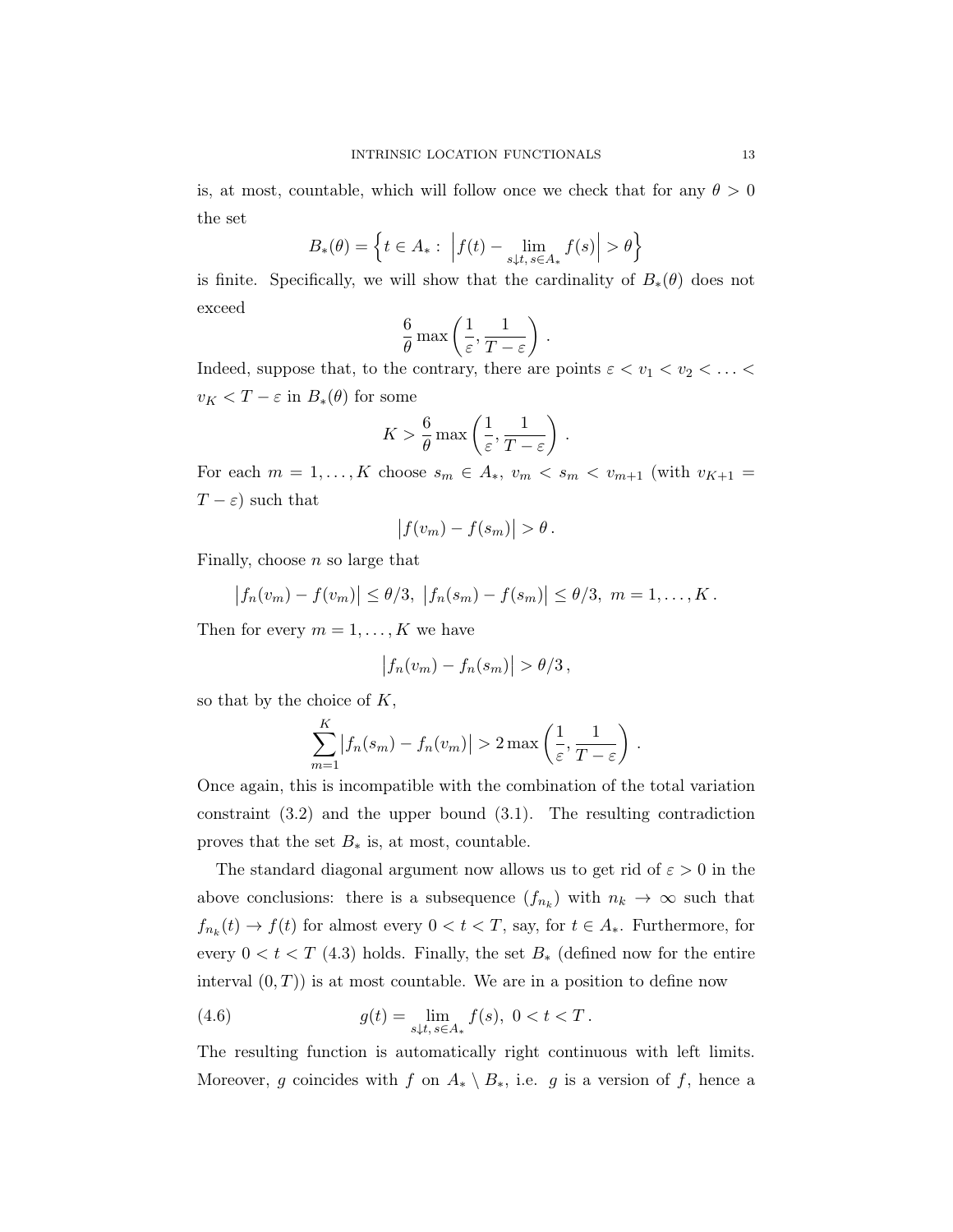is, at most, countable, which will follow once we check that for any $\theta > 0$ the set

$$B_*(\theta) = \Big\{ t \in A_* : \ \Big| f(t) - \lim_{s \downarrow t,\, s \in A_*} f(s) \Big| > \theta \Big\}$$

is finite. Specifically, we will show that the cardinality of $B_*(\theta)$ does not exceed

$$\frac{6}{\theta} \max \left( \frac{1}{\varepsilon}, \frac{1}{T - \varepsilon} \right) .$$

Indeed, suppose that, to the contrary, there are points $\varepsilon < v_1 < v_2 < \ldots < v_K < T - \varepsilon$ in $B_*(\theta)$ for some

$$K > \frac{6}{\theta} \max \left( \frac{1}{\varepsilon}, \frac{1}{T - \varepsilon} \right) .$$

For each $m = 1, \ldots, K$ choose $s_m \in A_*$, $v_m < s_m < v_{m+1}$ (with $v_{K+1} = T - \varepsilon$) such that

$$\big| f(v_m) - f(s_m) \big| > \theta \, .$$

Finally, choose $n$ so large that

$$\big| f_n(v_m) - f(v_m) \big| \leq \theta/3, \ \big| f_n(s_m) - f(s_m) \big| \leq \theta/3, \ m = 1, \ldots, K \, .$$

Then for every $m = 1, \ldots, K$ we have

$$\big| f_n(v_m) - f_n(s_m) \big| > \theta/3 \, ,$$

so that by the choice of $K$,

$$\sum_{m=1}^{K} \big| f_n(s_m) - f_n(v_m) \big| > 2 \max \left( \frac{1}{\varepsilon}, \frac{1}{T - \varepsilon} \right) .$$

Once again, this is incompatible with the combination of the total variation constraint (3.2) and the upper bound (3.1). The resulting contradiction proves that the set $B_*$ is, at most, countable.

The standard diagonal argument now allows us to get rid of $\varepsilon > 0$ in the above conclusions: there is a subsequence $(f_{n_k})$ with $n_k \to \infty$ such that $f_{n_k}(t) \to f(t)$ for almost every $0 < t < T$, say, for $t \in A_*$. Furthermore, for every $0 < t < T$ (4.3) holds. Finally, the set $B_*$ (defined now for the entire interval $(0, T)$) is at most countable. We are in a position to define now

$$g(t) = \lim_{s \downarrow t,\, s \in A_*} f(s), \ 0 < t < T \, . \tag{4.6}$$

The resulting function is automatically right continuous with left limits. Moreover, $g$ coincides with $f$ on $A_* \setminus B_*$, i.e. $g$ is a version of $f$, hence a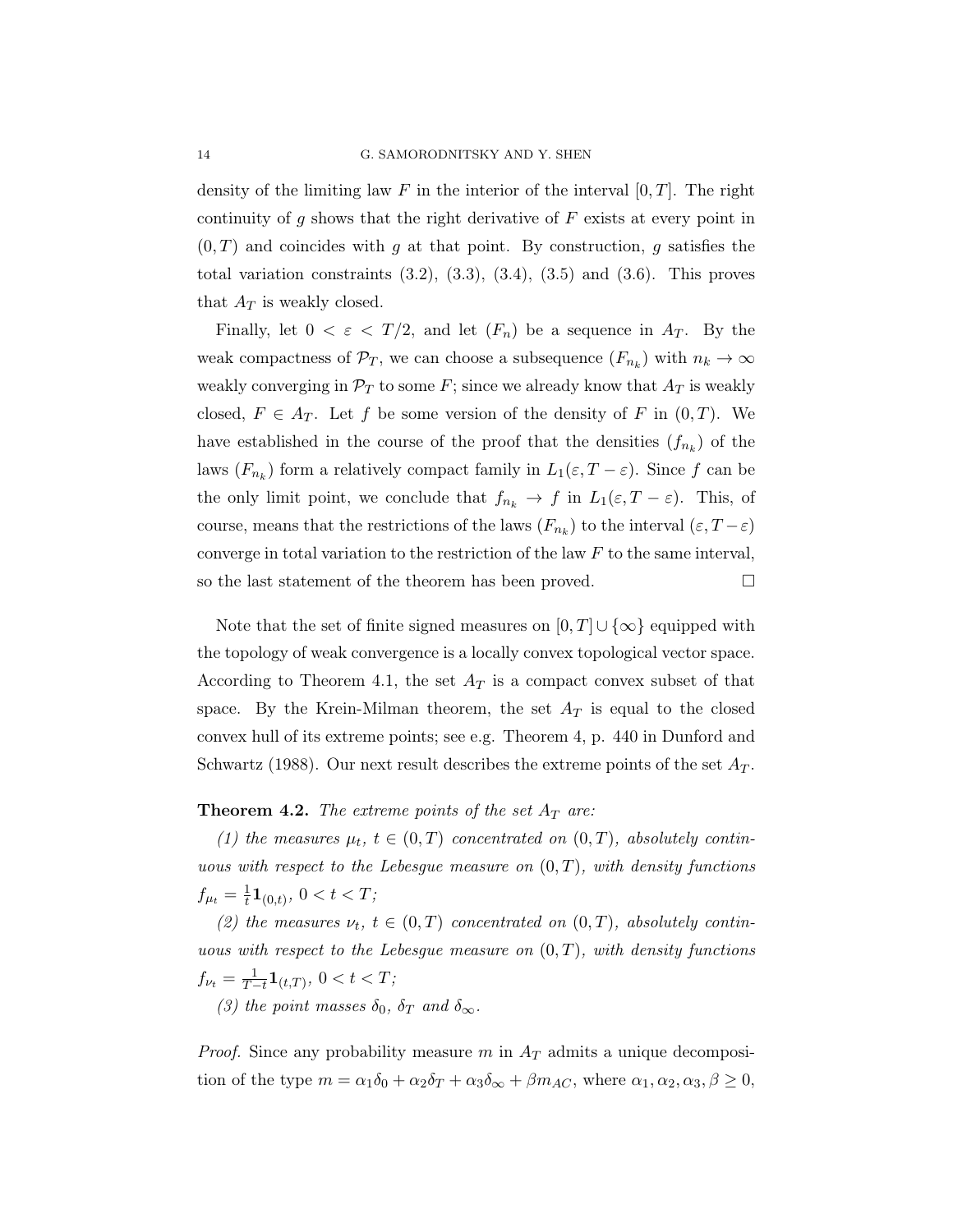density of the limiting law $F$ in the interior of the interval $[0, T]$. The right continuity of $g$ shows that the right derivative of $F$ exists at every point in $(0, T)$ and coincides with $g$ at that point. By construction, $g$ satisfies the total variation constraints (3.2), (3.3), (3.4), (3.5) and (3.6). This proves that $A_T$ is weakly closed.

Finally, let $0 < \varepsilon < T/2$, and let $(F_n)$ be a sequence in $A_T$. By the weak compactness of $\mathcal{P}_T$, we can choose a subsequence $(F_{n_k})$ with $n_k \to \infty$ weakly converging in $\mathcal{P}_T$ to some $F$; since we already know that $A_T$ is weakly closed, $F \in A_T$. Let $f$ be some version of the density of $F$ in $(0, T)$. We have established in the course of the proof that the densities $(f_{n_k})$ of the laws $(F_{n_k})$ form a relatively compact family in $L_1(\varepsilon, T - \varepsilon)$. Since $f$ can be the only limit point, we conclude that $f_{n_k} \to f$ in $L_1(\varepsilon, T - \varepsilon)$. This, of course, means that the restrictions of the laws $(F_{n_k})$ to the interval $(\varepsilon, T - \varepsilon)$ converge in total variation to the restriction of the law $F$ to the same interval, so the last statement of the theorem has been proved. □

Note that the set of finite signed measures on $[0, T] \cup \{\infty\}$ equipped with the topology of weak convergence is a locally convex topological vector space. According to Theorem 4.1, the set $A_T$ is a compact convex subset of that space. By the Krein-Milman theorem, the set $A_T$ is equal to the closed convex hull of its extreme points; see e.g. Theorem 4, p. 440 in Dunford and Schwartz (1988). Our next result describes the extreme points of the set $A_T$.

**Theorem 4.2.** *The extreme points of the set $A_T$ are:*

*(1) the measures $\mu_t$, $t \in (0, T)$ concentrated on $(0, T)$, absolutely continuous with respect to the Lebesgue measure on $(0, T)$, with density functions $f_{\mu_t} = \frac{1}{t}\mathbf{1}_{(0,t)}$, $0 < t < T$;*

*(2) the measures $\nu_t$, $t \in (0, T)$ concentrated on $(0, T)$, absolutely continuous with respect to the Lebesgue measure on $(0, T)$, with density functions $f_{\nu_t} = \frac{1}{T-t}\mathbf{1}_{(t,T)}$, $0 < t < T$;*

*(3) the point masses $\delta_0$, $\delta_T$ and $\delta_\infty$.*

*Proof.* Since any probability measure $m$ in $A_T$ admits a unique decomposition of the type $m = \alpha_1\delta_0 + \alpha_2\delta_T + \alpha_3\delta_\infty + \beta m_{AC}$, where $\alpha_1, \alpha_2, \alpha_3, \beta \geq 0$,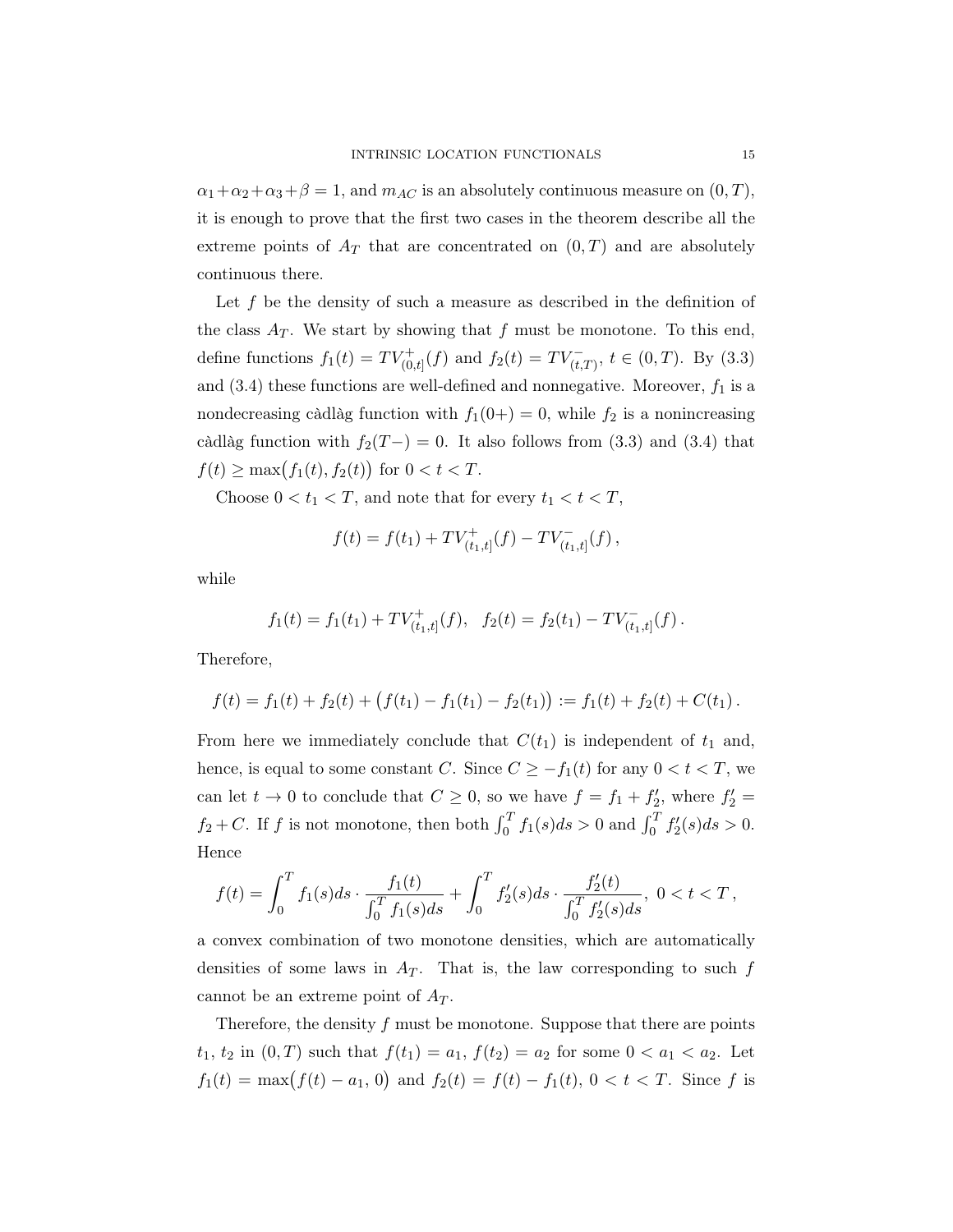$\alpha_1+\alpha_2+\alpha_3+\beta=1$, and $m_{AC}$ is an absolutely continuous measure on $(0,T)$, it is enough to prove that the first two cases in the theorem describe all the extreme points of $A_T$ that are concentrated on $(0,T)$ and are absolutely continuous there.

Let $f$ be the density of such a measure as described in the definition of the class $A_T$. We start by showing that $f$ must be monotone. To this end, define functions $f_1(t) = TV^+_{(0,t]}(f)$ and $f_2(t) = TV^-_{(t,T)}$, $t \in (0,T)$. By (3.3) and (3.4) these functions are well-defined and nonnegative. Moreover, $f_1$ is a nondecreasing càdlàg function with $f_1(0+)=0$, while $f_2$ is a nonincreasing càdlàg function with $f_2(T-)=0$. It also follows from (3.3) and (3.4) that $f(t) \geq \max\big(f_1(t), f_2(t)\big)$ for $0<t<T$.

Choose $0<t_1<T$, and note that for every $t_1<t<T$,

$$f(t) = f(t_1) + TV^+_{(t_1,t]}(f) - TV^-_{(t_1,t]}(f)\,,$$

while

$$f_1(t) = f_1(t_1) + TV^+_{(t_1,t]}(f), \quad f_2(t) = f_2(t_1) - TV^-_{(t_1,t]}(f)\,.$$

Therefore,

$$f(t) = f_1(t) + f_2(t) + \big(f(t_1) - f_1(t_1) - f_2(t_1)\big) := f_1(t) + f_2(t) + C(t_1)\,.$$

From here we immediately conclude that $C(t_1)$ is independent of $t_1$ and, hence, is equal to some constant $C$. Since $C \geq -f_1(t)$ for any $0<t<T$, we can let $t \to 0$ to conclude that $C \geq 0$, so we have $f = f_1 + f_2'$, where $f_2' = f_2 + C$. If $f$ is not monotone, then both $\int_0^T f_1(s)ds > 0$ and $\int_0^T f_2'(s)ds > 0$. Hence

$$f(t) = \int_0^T f_1(s)ds \cdot \frac{f_1(t)}{\int_0^T f_1(s)ds} + \int_0^T f_2'(s)ds \cdot \frac{f_2'(t)}{\int_0^T f_2'(s)ds},\ 0<t<T\,,$$

a convex combination of two monotone densities, which are automatically densities of some laws in $A_T$. That is, the law corresponding to such $f$ cannot be an extreme point of $A_T$.

Therefore, the density $f$ must be monotone. Suppose that there are points $t_1$, $t_2$ in $(0,T)$ such that $f(t_1)=a_1$, $f(t_2)=a_2$ for some $0<a_1<a_2$. Let $f_1(t) = \max\big(f(t)-a_1,\, 0\big)$ and $f_2(t) = f(t) - f_1(t)$, $0<t<T$. Since $f$ is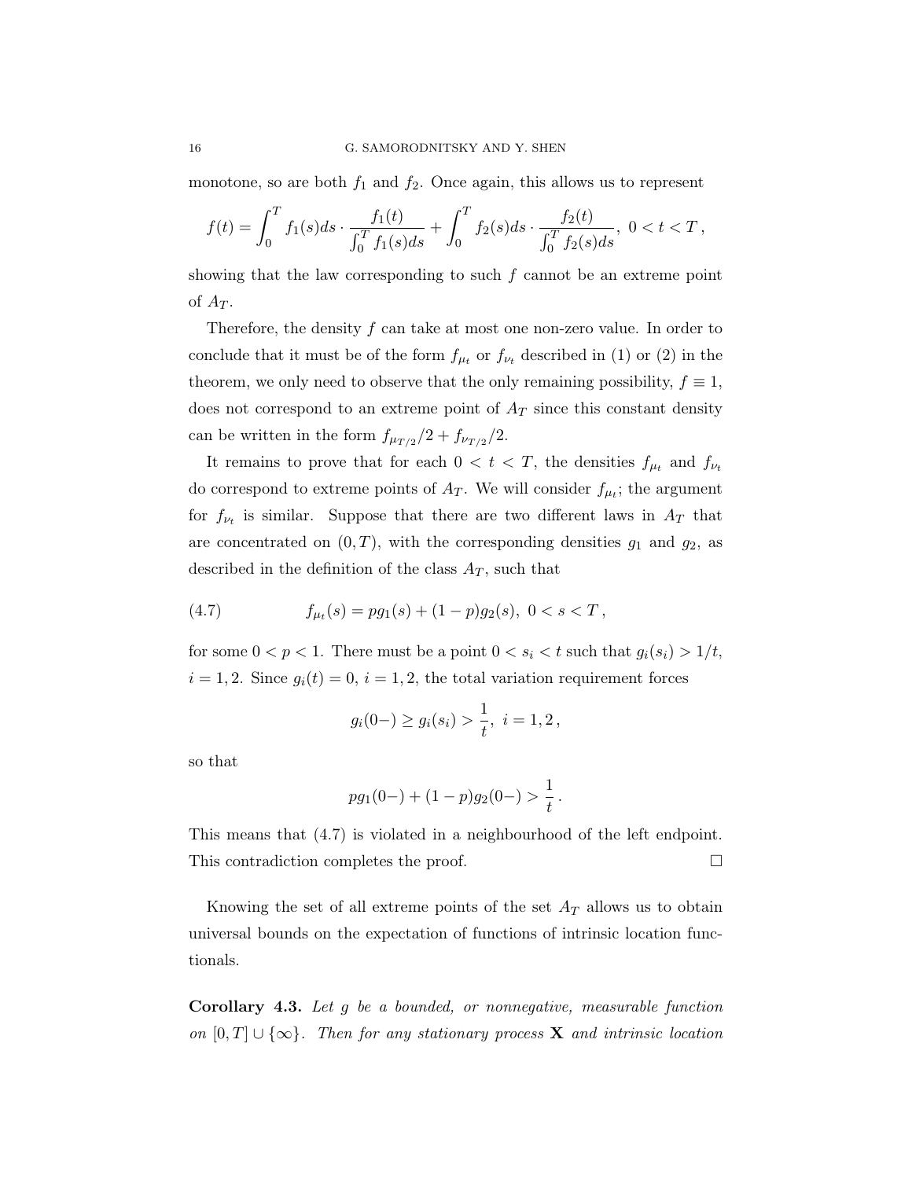monotone, so are both $f_1$ and $f_2$. Once again, this allows us to represent

$$f(t) = \int_0^T f_1(s)ds \cdot \frac{f_1(t)}{\int_0^T f_1(s)ds} + \int_0^T f_2(s)ds \cdot \frac{f_2(t)}{\int_0^T f_2(s)ds}, \ 0 < t < T \,,$$

showing that the law corresponding to such $f$ cannot be an extreme point of $A_T$.

Therefore, the density $f$ can take at most one non-zero value. In order to conclude that it must be of the form $f_{\mu_t}$ or $f_{\nu_t}$ described in (1) or (2) in the theorem, we only need to observe that the only remaining possibility, $f \equiv 1$, does not correspond to an extreme point of $A_T$ since this constant density can be written in the form $f_{\mu_{T/2}}/2 + f_{\nu_{T/2}}/2$.

It remains to prove that for each $0 < t < T$, the densities $f_{\mu_t}$ and $f_{\nu_t}$ do correspond to extreme points of $A_T$. We will consider $f_{\mu_t}$; the argument for $f_{\nu_t}$ is similar. Suppose that there are two different laws in $A_T$ that are concentrated on $(0, T)$, with the corresponding densities $g_1$ and $g_2$, as described in the definition of the class $A_T$, such that

$$f_{\mu_t}(s) = pg_1(s) + (1-p)g_2(s), \ 0 < s < T \,, \tag{4.7}$$

for some $0 < p < 1$. There must be a point $0 < s_i < t$ such that $g_i(s_i) > 1/t$, $i = 1, 2$. Since $g_i(t) = 0$, $i = 1, 2$, the total variation requirement forces

$$g_i(0-) \geq g_i(s_i) > \frac{1}{t}, \ i = 1, 2 \,,$$

so that

$$pg_1(0-) + (1-p)g_2(0-) > \frac{1}{t} \,.$$

This means that (4.7) is violated in a neighbourhood of the left endpoint. This contradiction completes the proof. □

Knowing the set of all extreme points of the set $A_T$ allows us to obtain universal bounds on the expectation of functions of intrinsic location functionals.

**Corollary 4.3.** *Let $g$ be a bounded, or nonnegative, measurable function on $[0, T] \cup \{\infty\}$. Then for any stationary process $\mathbf{X}$ and intrinsic location*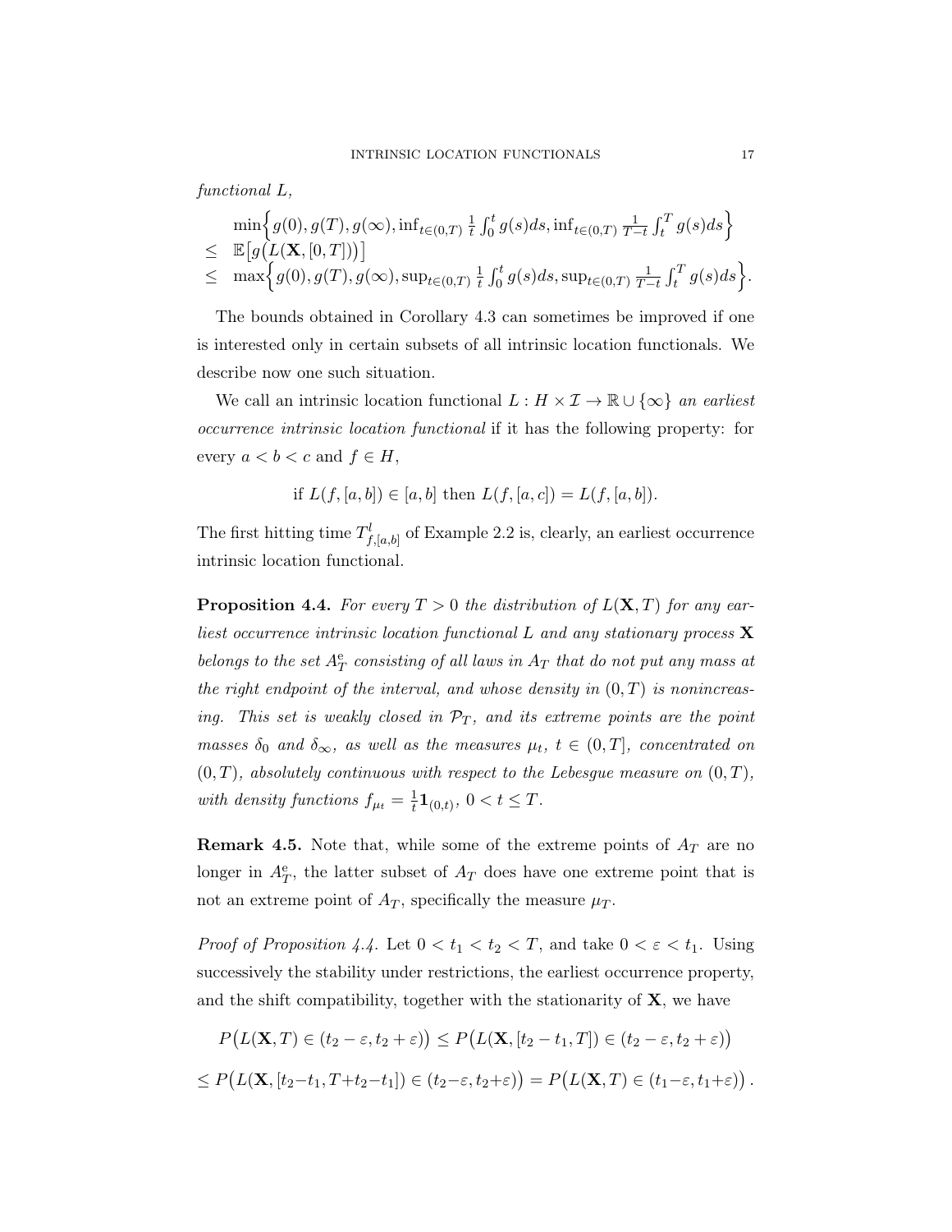*functional* $L$,

$$
\begin{aligned}
& \min\Big\{g(0), g(T), g(\infty), \inf_{t\in(0,T)} \tfrac{1}{t}\int_0^t g(s)ds, \inf_{t\in(0,T)} \tfrac{1}{T-t}\int_t^T g(s)ds\Big\} \\
\leq\ & \mathbb{E}\big[g\big(L(\mathbf{X},[0,T])\big)\big] \\
\leq\ & \max\Big\{g(0), g(T), g(\infty), \sup_{t\in(0,T)} \tfrac{1}{t}\int_0^t g(s)ds, \sup_{t\in(0,T)} \tfrac{1}{T-t}\int_t^T g(s)ds\Big\}.
\end{aligned}
$$

The bounds obtained in Corollary 4.3 can sometimes be improved if one is interested only in certain subsets of all intrinsic location functionals. We describe now one such situation.

We call an intrinsic location functional $L : H \times \mathcal{I} \to \mathbb{R} \cup \{\infty\}$ *an earliest occurrence intrinsic location functional* if it has the following property: for every $a < b < c$ and $f \in H$,

$$
\text{if } L(f,[a,b]) \in [a,b] \text{ then } L(f,[a,c]) = L(f,[a,b]).
$$

The first hitting time $T^l_{f,[a,b]}$ of Example 2.2 is, clearly, an earliest occurrence intrinsic location functional.

**Proposition 4.4.** *For every $T > 0$ the distribution of $L(\mathbf{X},T)$ for any earliest occurrence intrinsic location functional $L$ and any stationary process $\mathbf{X}$ belongs to the set $A^{\mathrm{e}}_T$ consisting of all laws in $A_T$ that do not put any mass at the right endpoint of the interval, and whose density in $(0,T)$ is nonincreasing. This set is weakly closed in $\mathcal{P}_T$, and its extreme points are the point masses $\delta_0$ and $\delta_\infty$, as well as the measures $\mu_t$, $t \in (0,T]$, concentrated on $(0,T)$, absolutely continuous with respect to the Lebesgue measure on $(0,T)$, with density functions $f_{\mu_t} = \frac{1}{t}\mathbf{1}_{(0,t)}$, $0 < t \leq T$.*

**Remark 4.5.** Note that, while some of the extreme points of $A_T$ are no longer in $A^{\mathrm{e}}_T$, the latter subset of $A_T$ does have one extreme point that is not an extreme point of $A_T$, specifically the measure $\mu_T$.

*Proof of Proposition 4.4.* Let $0 < t_1 < t_2 < T$, and take $0 < \varepsilon < t_1$. Using successively the stability under restrictions, the earliest occurrence property, and the shift compatibility, together with the stationarity of $\mathbf{X}$, we have

$$
P\big(L(\mathbf{X},T) \in (t_2-\varepsilon, t_2+\varepsilon)\big) \leq P\big(L(\mathbf{X},[t_2-t_1,T]) \in (t_2-\varepsilon, t_2+\varepsilon)\big)
$$

$$
\leq P\big(L(\mathbf{X},[t_2-t_1, T+t_2-t_1]) \in (t_2-\varepsilon, t_2+\varepsilon)\big) = P\big(L(\mathbf{X},T) \in (t_1-\varepsilon, t_1+\varepsilon)\big).
$$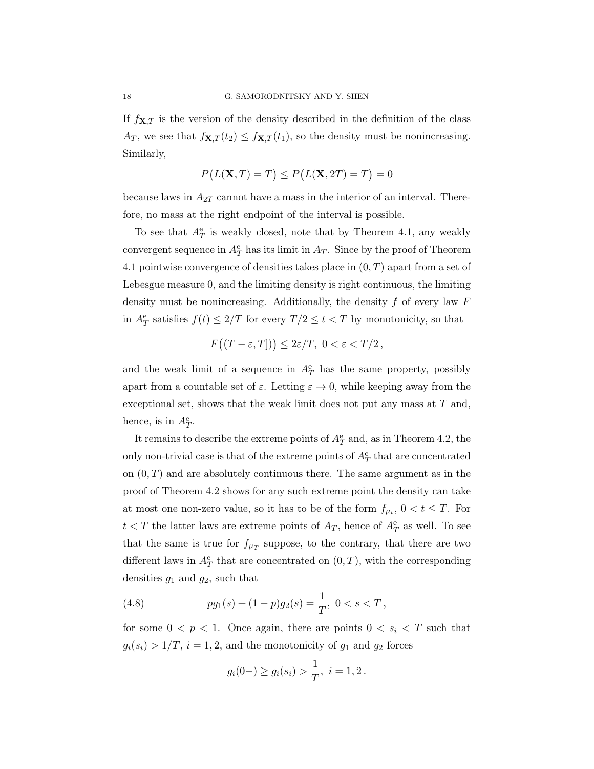If $f_{\mathbf{X},T}$ is the version of the density described in the definition of the class $A_T$, we see that $f_{\mathbf{X},T}(t_2) \le f_{\mathbf{X},T}(t_1)$, so the density must be nonincreasing. Similarly,

$$P\big(L(\mathbf{X},T) = T\big) \le P\big(L(\mathbf{X},2T) = T\big) = 0$$

because laws in $A_{2T}$ cannot have a mass in the interior of an interval. Therefore, no mass at the right endpoint of the interval is possible.

To see that $A_T^{\mathrm{e}}$ is weakly closed, note that by Theorem 4.1, any weakly convergent sequence in $A_T^{\mathrm{e}}$ has its limit in $A_T$. Since by the proof of Theorem 4.1 pointwise convergence of densities takes place in $(0,T)$ apart from a set of Lebesgue measure 0, and the limiting density is right continuous, the limiting density must be nonincreasing. Additionally, the density $f$ of every law $F$ in $A_T^{\mathrm{e}}$ satisfies $f(t) \le 2/T$ for every $T/2 \le t < T$ by monotonicity, so that

$$F\big((T-\varepsilon, T]\big)\big) \le 2\varepsilon/T,\ 0 < \varepsilon < T/2\,,$$

and the weak limit of a sequence in $A_T^{\mathrm{e}}$ has the same property, possibly apart from a countable set of $\varepsilon$. Letting $\varepsilon \to 0$, while keeping away from the exceptional set, shows that the weak limit does not put any mass at $T$ and, hence, is in $A_T^{\mathrm{e}}$.

It remains to describe the extreme points of $A_T^{\mathrm{e}}$ and, as in Theorem 4.2, the only non-trivial case is that of the extreme points of $A_T^{\mathrm{e}}$ that are concentrated on $(0,T)$ and are absolutely continuous there. The same argument as in the proof of Theorem 4.2 shows for any such extreme point the density can take at most one non-zero value, so it has to be of the form $f_{\mu_t}$, $0 < t \le T$. For $t < T$ the latter laws are extreme points of $A_T$, hence of $A_T^{\mathrm{e}}$ as well. To see that the same is true for $f_{\mu_T}$ suppose, to the contrary, that there are two different laws in $A_T^{\mathrm{e}}$ that are concentrated on $(0,T)$, with the corresponding densities $g_1$ and $g_2$, such that

$$pg_1(s) + (1-p)g_2(s) = \frac{1}{T},\ 0 < s < T\,, \tag{4.8}$$

for some $0 < p < 1$. Once again, there are points $0 < s_i < T$ such that $g_i(s_i) > 1/T$, $i = 1,2$, and the monotonicity of $g_1$ and $g_2$ forces

$$g_i(0-) \ge g_i(s_i) > \frac{1}{T},\ i = 1,2\,.$$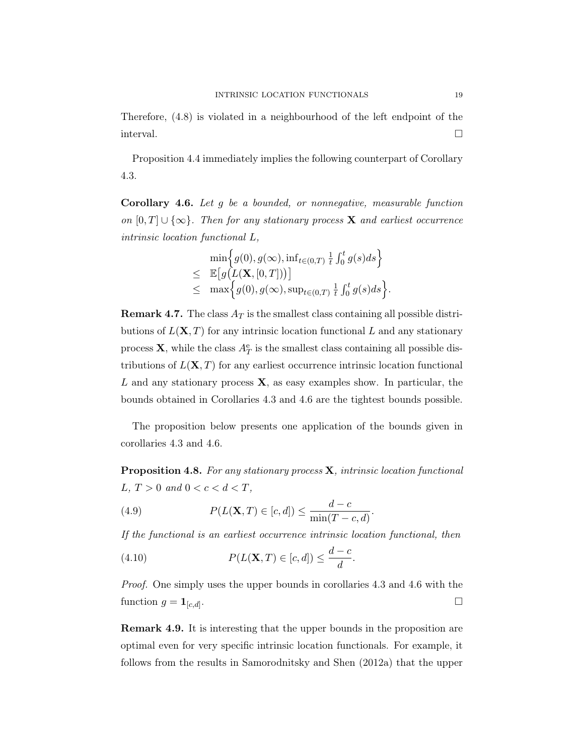Therefore, (4.8) is violated in a neighbourhood of the left endpoint of the interval. □

Proposition 4.4 immediately implies the following counterpart of Corollary 4.3.

**Corollary 4.6.** *Let $g$ be a bounded, or nonnegative, measurable function on $[0,T] \cup \{\infty\}$. Then for any stationary process $\mathbf{X}$ and earliest occurrence intrinsic location functional $L$,*

$$
\begin{aligned}
& \min\Big\{g(0), g(\infty), \inf_{t\in(0,T)} \tfrac{1}{t}\int_0^t g(s)ds\Big\} \\
\leq \;& \mathbb{E}\big[g\big(L(\mathbf{X},[0,T])\big)\big] \\
\leq \;& \max\Big\{g(0), g(\infty), \sup_{t\in(0,T)} \tfrac{1}{t}\int_0^t g(s)ds\Big\}.
\end{aligned}
$$

**Remark 4.7.** The class $A_T$ is the smallest class containing all possible distributions of $L(\mathbf{X},T)$ for any intrinsic location functional $L$ and any stationary process $\mathbf{X}$, while the class $A_T^{\mathrm{e}}$ is the smallest class containing all possible distributions of $L(\mathbf{X},T)$ for any earliest occurrence intrinsic location functional $L$ and any stationary process $\mathbf{X}$, as easy examples show. In particular, the bounds obtained in Corollaries 4.3 and 4.6 are the tightest bounds possible.

The proposition below presents one application of the bounds given in corollaries 4.3 and 4.6.

**Proposition 4.8.** *For any stationary process $\mathbf{X}$, intrinsic location functional $L$, $T>0$ and $0<c<d<T$,*

$$
P(L(\mathbf{X},T)\in[c,d]) \leq \frac{d-c}{\min(T-c,d)}. \tag{4.9}
$$

*If the functional is an earliest occurrence intrinsic location functional, then*

$$
P(L(\mathbf{X},T)\in[c,d]) \leq \frac{d-c}{d}. \tag{4.10}
$$

*Proof.* One simply uses the upper bounds in corollaries 4.3 and 4.6 with the function $g = \mathbf{1}_{[c,d]}$. □

**Remark 4.9.** It is interesting that the upper bounds in the proposition are optimal even for very specific intrinsic location functionals. For example, it follows from the results in Samorodnitsky and Shen (2012a) that the upper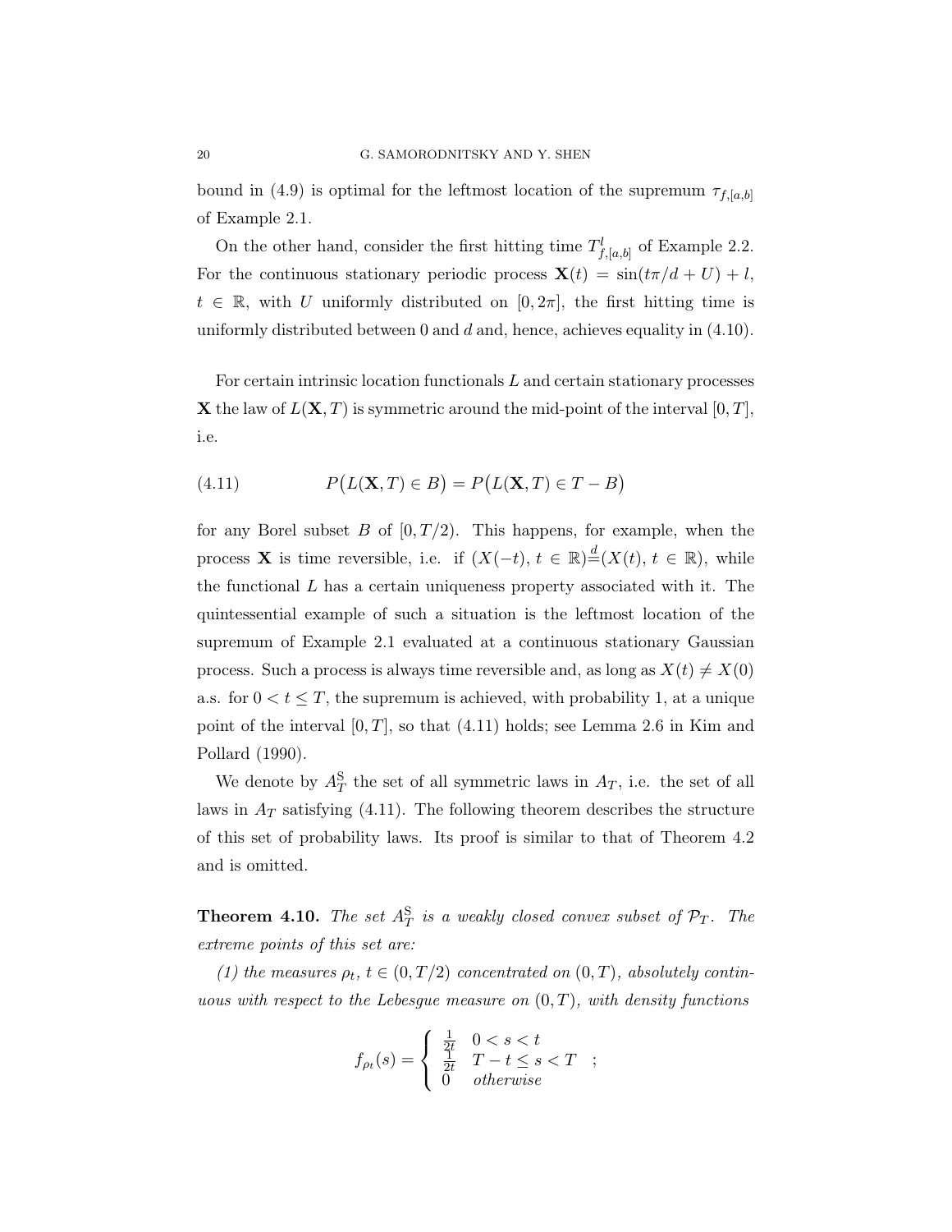bound in (4.9) is optimal for the leftmost location of the supremum $\tau_{f,[a,b]}$ of Example 2.1.

On the other hand, consider the first hitting time $T^l_{f,[a,b]}$ of Example 2.2. For the continuous stationary periodic process $\mathbf{X}(t) = \sin(t\pi/d + U) + l$, $t \in \mathbb{R}$, with $U$ uniformly distributed on $[0, 2\pi]$, the first hitting time is uniformly distributed between 0 and $d$ and, hence, achieves equality in (4.10).

For certain intrinsic location functionals $L$ and certain stationary processes $\mathbf{X}$ the law of $L(\mathbf{X}, T)$ is symmetric around the mid-point of the interval $[0, T]$, i.e.

$$P\big(L(\mathbf{X}, T) \in B\big) = P\big(L(\mathbf{X}, T) \in T - B\big) \tag{4.11}$$

for any Borel subset $B$ of $[0, T/2)$. This happens, for example, when the process $\mathbf{X}$ is time reversible, i.e. if $(X(-t),\, t \in \mathbb{R}) \overset{d}{=} (X(t),\, t \in \mathbb{R})$, while the functional $L$ has a certain uniqueness property associated with it. The quintessential example of such a situation is the leftmost location of the supremum of Example 2.1 evaluated at a continuous stationary Gaussian process. Such a process is always time reversible and, as long as $X(t) \neq X(0)$ a.s. for $0 < t \leq T$, the supremum is achieved, with probability 1, at a unique point of the interval $[0, T]$, so that (4.11) holds; see Lemma 2.6 in Kim and Pollard (1990).

We denote by $A^{\mathrm{S}}_T$ the set of all symmetric laws in $A_T$, i.e. the set of all laws in $A_T$ satisfying (4.11). The following theorem describes the structure of this set of probability laws. Its proof is similar to that of Theorem 4.2 and is omitted.

**Theorem 4.10.** *The set $A^{\mathrm{S}}_T$ is a weakly closed convex subset of $\mathcal{P}_T$. The extreme points of this set are:*

*(1) the measures $\rho_t$, $t \in (0, T/2)$ concentrated on $(0, T)$, absolutely continuous with respect to the Lebesgue measure on $(0, T)$, with density functions*

$$f_{\rho_t}(s) = \begin{cases} \frac{1}{2t} & 0 < s < t \\ \frac{1}{2t} & T - t \leq s < T \\ 0 & \textit{otherwise} \end{cases} ;$$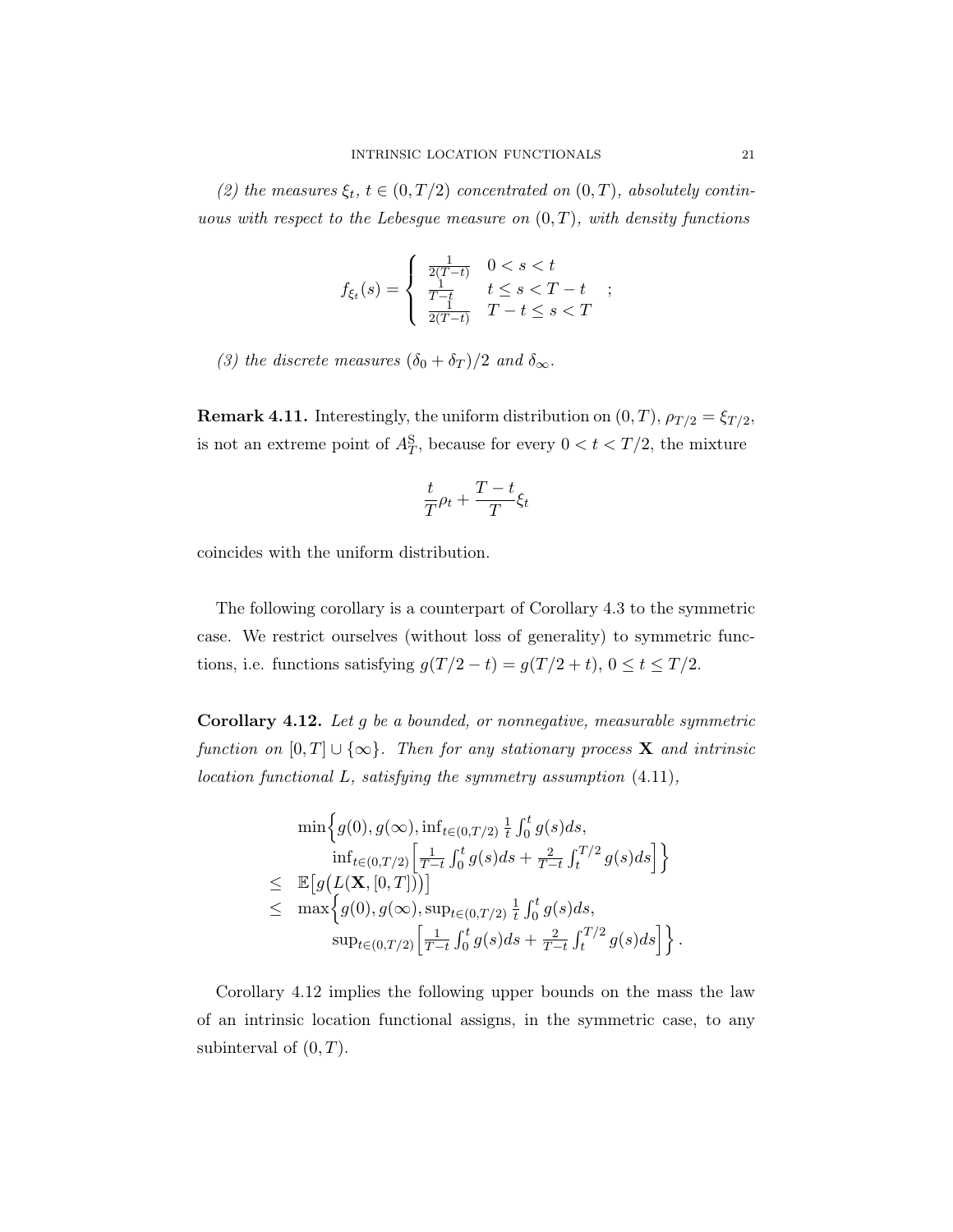*(2) the measures $\xi_t$, $t \in (0, T/2)$ concentrated on $(0,T)$, absolutely continuous with respect to the Lebesgue measure on $(0,T)$, with density functions*

$$
f_{\xi_t}(s) = \begin{cases} \frac{1}{2(T-t)} & 0 < s < t \\ \frac{1}{T-t} & t \le s < T-t \\ \frac{1}{2(T-t)} & T-t \le s < T \end{cases} ;
$$

*(3) the discrete measures $(\delta_0 + \delta_T)/2$ and $\delta_\infty$.*

**Remark 4.11.** Interestingly, the uniform distribution on $(0,T)$, $\rho_{T/2} = \xi_{T/2}$, is not an extreme point of $A_T^{\mathrm{S}}$, because for every $0 < t < T/2$, the mixture

$$
\frac{t}{T}\rho_t + \frac{T-t}{T}\xi_t
$$

coincides with the uniform distribution.

The following corollary is a counterpart of Corollary 4.3 to the symmetric case. We restrict ourselves (without loss of generality) to symmetric functions, i.e. functions satisfying $g(T/2 - t) = g(T/2 + t)$, $0 \le t \le T/2$.

**Corollary 4.12.** *Let $g$ be a bounded, or nonnegative, measurable symmetric function on $[0,T] \cup \{\infty\}$. Then for any stationary process $\mathbf{X}$ and intrinsic location functional $L$, satisfying the symmetry assumption (4.11),*

$$
\begin{aligned}
& \min\Big\{ g(0), g(\infty), \inf_{t\in(0,T/2)} \tfrac{1}{t}\int_0^t g(s)ds, \\
& \qquad \inf_{t\in(0,T/2)} \Big[ \tfrac{1}{T-t}\int_0^t g(s)ds + \tfrac{2}{T-t}\int_t^{T/2} g(s)ds \Big] \Big\} \\
\le \;& \mathbb{E}\big[ g\big( L(\mathbf{X}, [0,T]) \big) \big] \\
\le \;& \max\Big\{ g(0), g(\infty), \sup_{t\in(0,T/2)} \tfrac{1}{t}\int_0^t g(s)ds, \\
& \qquad \sup_{t\in(0,T/2)} \Big[ \tfrac{1}{T-t}\int_0^t g(s)ds + \tfrac{2}{T-t}\int_t^{T/2} g(s)ds \Big] \Big\}.
\end{aligned}
$$

Corollary 4.12 implies the following upper bounds on the mass the law of an intrinsic location functional assigns, in the symmetric case, to any subinterval of $(0,T)$.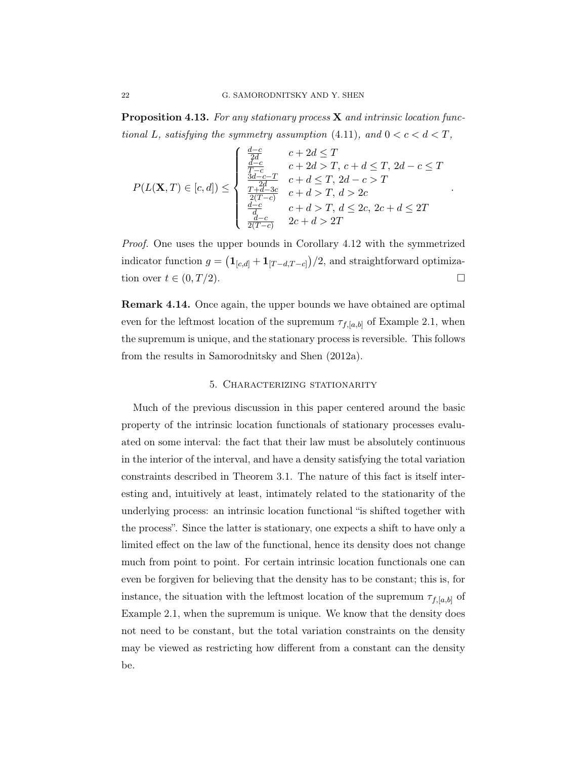**Proposition 4.13.** *For any stationary process $\mathbf{X}$ and intrinsic location functional $L$, satisfying the symmetry assumption* (4.11)*, and $0 < c < d < T$,*

$$
P(L(\mathbf{X},T) \in [c,d]) \leq \begin{cases} \frac{d-c}{2d} & c+2d \leq T \\ \frac{d-c}{T-c} & c+2d > T,\ c+d \leq T,\ 2d-c \leq T \\ \frac{3d-c-T}{2d} & c+d \leq T,\ 2d-c > T \\ \frac{T+d-3c}{2(T-c)} & c+d > T,\ d > 2c \\ \frac{d-c}{d} & c+d > T,\ d \leq 2c,\ 2c+d \leq 2T \\ \frac{d-c}{2(T-c)} & 2c+d > 2T \end{cases} .
$$

*Proof.* One uses the upper bounds in Corollary 4.12 with the symmetrized indicator function $g = \big(\mathbf{1}_{[c,d]} + \mathbf{1}_{[T-d,T-c]}\big)/2$, and straightforward optimization over $t \in (0, T/2)$. $\square$

**Remark 4.14.** Once again, the upper bounds we have obtained are optimal even for the leftmost location of the supremum $\tau_{f,[a,b]}$ of Example 2.1, when the supremum is unique, and the stationary process is reversible. This follows from the results in Samorodnitsky and Shen (2012a).

## 5. Characterizing stationarity

Much of the previous discussion in this paper centered around the basic property of the intrinsic location functionals of stationary processes evaluated on some interval: the fact that their law must be absolutely continuous in the interior of the interval, and have a density satisfying the total variation constraints described in Theorem 3.1. The nature of this fact is itself interesting and, intuitively at least, intimately related to the stationarity of the underlying process: an intrinsic location functional "is shifted together with the process". Since the latter is stationary, one expects a shift to have only a limited effect on the law of the functional, hence its density does not change much from point to point. For certain intrinsic location functionals one can even be forgiven for believing that the density has to be constant; this is, for instance, the situation with the leftmost location of the supremum $\tau_{f,[a,b]}$ of Example 2.1, when the supremum is unique. We know that the density does not need to be constant, but the total variation constraints on the density may be viewed as restricting how different from a constant can the density be.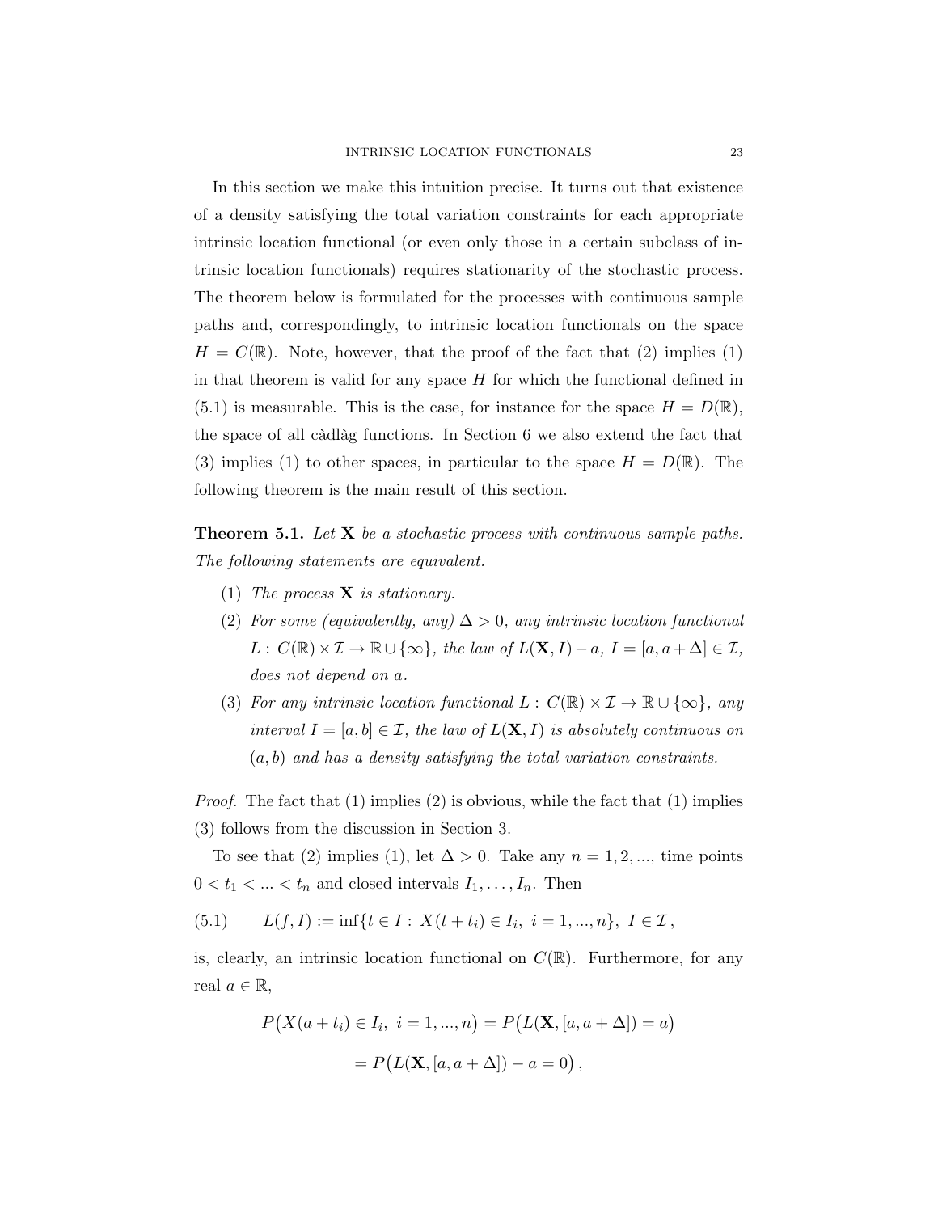In this section we make this intuition precise. It turns out that existence of a density satisfying the total variation constraints for each appropriate intrinsic location functional (or even only those in a certain subclass of intrinsic location functionals) requires stationarity of the stochastic process. The theorem below is formulated for the processes with continuous sample paths and, correspondingly, to intrinsic location functionals on the space $H = C(\mathbb{R})$. Note, however, that the proof of the fact that (2) implies (1) in that theorem is valid for any space $H$ for which the functional defined in (5.1) is measurable. This is the case, for instance for the space $H = D(\mathbb{R})$, the space of all càdlàg functions. In Section 6 we also extend the fact that (3) implies (1) to other spaces, in particular to the space $H = D(\mathbb{R})$. The following theorem is the main result of this section.

**Theorem 5.1.** *Let $\mathbf{X}$ be a stochastic process with continuous sample paths. The following statements are equivalent.*

1. *The process $\mathbf{X}$ is stationary.*
2. *For some (equivalently, any) $\Delta > 0$, any intrinsic location functional $L : C(\mathbb{R}) \times \mathcal{I} \to \mathbb{R} \cup \{\infty\}$, the law of $L(\mathbf{X}, I) - a$, $I = [a, a + \Delta] \in \mathcal{I}$, does not depend on $a$.*
3. *For any intrinsic location functional $L : C(\mathbb{R}) \times \mathcal{I} \to \mathbb{R} \cup \{\infty\}$, any interval $I = [a, b] \in \mathcal{I}$, the law of $L(\mathbf{X}, I)$ is absolutely continuous on $(a, b)$ and has a density satisfying the total variation constraints.*

*Proof.* The fact that (1) implies (2) is obvious, while the fact that (1) implies (3) follows from the discussion in Section 3.

To see that (2) implies (1), let $\Delta > 0$. Take any $n = 1, 2, ...$, time points $0 < t_1 < ... < t_n$ and closed intervals $I_1, \ldots, I_n$. Then

$$L(f, I) := \inf\{t \in I : X(t + t_i) \in I_i, \ i = 1, ..., n\}, \ I \in \mathcal{I}, \tag{5.1}$$

is, clearly, an intrinsic location functional on $C(\mathbb{R})$. Furthermore, for any real $a \in \mathbb{R}$,

$$P\big(X(a + t_i) \in I_i, \ i = 1, ..., n\big) = P\big(L(\mathbf{X}, [a, a + \Delta]) = a\big)$$

$$= P\big(L(\mathbf{X}, [a, a + \Delta]) - a = 0\big),$$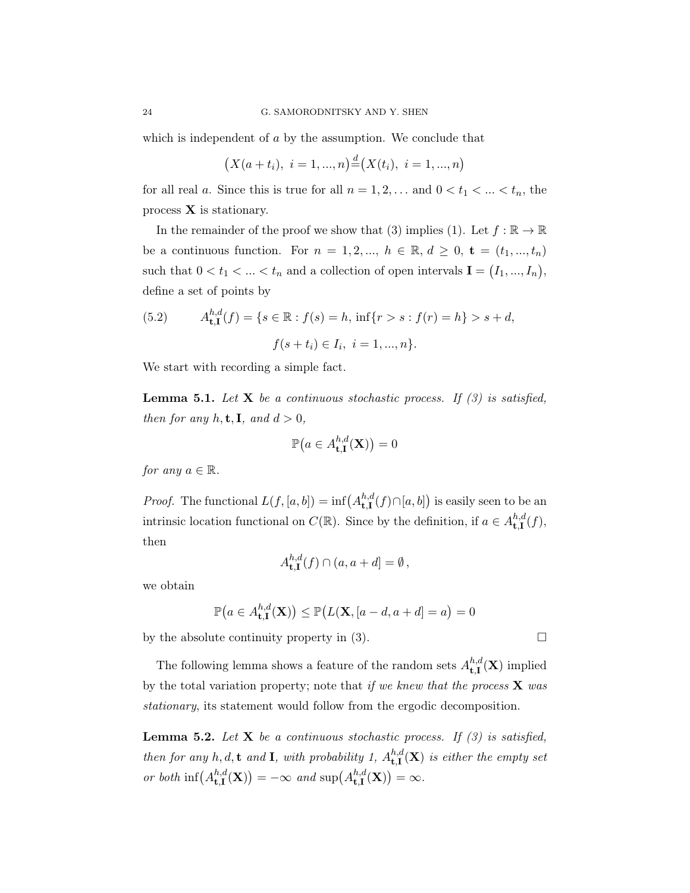which is independent of $a$ by the assumption. We conclude that

$$\big(X(a+t_i),\ i=1,...,n\big)\overset{d}{=}\big(X(t_i),\ i=1,...,n\big)$$

for all real $a$. Since this is true for all $n=1,2,\dots$ and $0<t_1<...<t_n$, the process $\mathbf{X}$ is stationary.

In the remainder of the proof we show that (3) implies (1). Let $f:\mathbb{R}\to\mathbb{R}$ be a continuous function. For $n=1,2,...,$ $h\in\mathbb{R}$, $d\geq 0$, $\mathbf{t}=(t_1,...,t_n)$ such that $0<t_1<...<t_n$ and a collection of open intervals $\mathbf{I}=\big(I_1,...,I_n\big)$, define a set of points by

$$A^{h,d}_{\mathbf{t},\mathbf{I}}(f)=\{s\in\mathbb{R}: f(s)=h,\ \inf\{r>s: f(r)=h\}>s+d, \qquad (5.2)$$
$$f(s+t_i)\in I_i,\ i=1,...,n\}.$$

We start with recording a simple fact.

**Lemma 5.1.** *Let $\mathbf{X}$ be a continuous stochastic process. If (3) is satisfied, then for any $h,\mathbf{t},\mathbf{I}$, and $d>0$,*

$$\mathbb{P}\big(a\in A^{h,d}_{\mathbf{t},\mathbf{I}}(\mathbf{X})\big)=0$$

*for any $a\in\mathbb{R}$.*

*Proof.* The functional $L(f,[a,b])=\inf\big(A^{h,d}_{\mathbf{t},\mathbf{I}}(f)\cap[a,b]\big)$ is easily seen to be an intrinsic location functional on $C(\mathbb{R})$. Since by the definition, if $a\in A^{h,d}_{\mathbf{t},\mathbf{I}}(f)$, then

$$A^{h,d}_{\mathbf{t},\mathbf{I}}(f)\cap(a,a+d]=\emptyset\,,$$

we obtain

$$\mathbb{P}\big(a\in A^{h,d}_{\mathbf{t},\mathbf{I}}(\mathbf{X})\big)\leq \mathbb{P}\big(L(\mathbf{X},[a-d,a+d]=a\big)=0$$

by the absolute continuity property in (3). $\square$

The following lemma shows a feature of the random sets $A^{h,d}_{\mathbf{t},\mathbf{I}}(\mathbf{X})$ implied by the total variation property; note that *if we knew that the process $\mathbf{X}$ was stationary*, its statement would follow from the ergodic decomposition.

**Lemma 5.2.** *Let $\mathbf{X}$ be a continuous stochastic process. If (3) is satisfied, then for any $h,d,\mathbf{t}$ and $\mathbf{I}$, with probability 1, $A^{h,d}_{\mathbf{t},\mathbf{I}}(\mathbf{X})$ is either the empty set or both $\inf\big(A^{h,d}_{\mathbf{t},\mathbf{I}}(\mathbf{X})\big)=-\infty$ and $\sup\big(A^{h,d}_{\mathbf{t},\mathbf{I}}(\mathbf{X})\big)=\infty$.*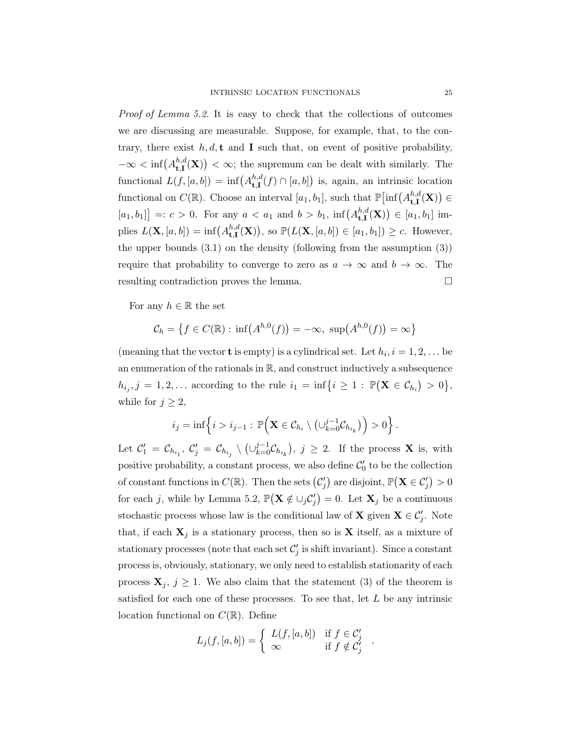*Proof of Lemma 5.2.* It is easy to check that the collections of outcomes we are discussing are measurable. Suppose, for example, that, to the contrary, there exist $h, d, \mathbf{t}$ and $\mathbf{I}$ such that, on event of positive probability, $-\infty < \inf\big(A^{h,d}_{\mathbf{t},\mathbf{I}}(\mathbf{X})\big) < \infty$; the supremum can be dealt with similarly. The functional $L(f,[a,b]) = \inf\big(A^{h,d}_{\mathbf{t},\mathbf{I}}(f) \cap [a,b]\big)$ is, again, an intrinsic location functional on $C(\mathbb{R})$. Choose an interval $[a_1,b_1]$, such that $\mathbb{P}\big[\inf\big(A^{h,d}_{\mathbf{t},\mathbf{I}}(\mathbf{X})\big) \in [a_1,b_1]\big] =: c > 0$. For any $a < a_1$ and $b > b_1$, $\inf\big(A^{h,d}_{\mathbf{t},\mathbf{I}}(\mathbf{X})\big) \in [a_1,b_1]$ implies $L(\mathbf{X},[a,b]) = \inf\big(A^{h,d}_{\mathbf{t},\mathbf{I}}(\mathbf{X})\big)$, so $\mathbb{P}(L(\mathbf{X},[a,b]) \in [a_1,b_1]) \geq c$. However, the upper bounds (3.1) on the density (following from the assumption (3)) require that probability to converge to zero as $a \to \infty$ and $b \to \infty$. The resulting contradiction proves the lemma. $\square$

For any $h \in \mathbb{R}$ the set

$$\mathcal{C}_h = \big\{ f \in C(\mathbb{R}) : \inf\big(A^{h,0}(f)\big) = -\infty,\ \sup\big(A^{h,0}(f)\big) = \infty \big\}$$

(meaning that the vector $\mathbf{t}$ is empty) is a cylindrical set. Let $h_i, i = 1,2,\ldots$ be an enumeration of the rationals in $\mathbb{R}$, and construct inductively a subsequence $h_{i_j}, j = 1,2,\ldots$ according to the rule $i_1 = \inf\big\{ i \geq 1 : \mathbb{P}\big(\mathbf{X} \in \mathcal{C}_{h_i}\big) > 0 \big\}$, while for $j \geq 2$,

$$i_j = \inf\Big\{ i > i_{j-1} : \mathbb{P}\Big(\mathbf{X} \in \mathcal{C}_{h_i} \setminus \big(\cup_{k=0}^{j-1} \mathcal{C}_{h_{i_k}}\big)\Big) > 0 \Big\}.$$

Let $\mathcal{C}'_1 = \mathcal{C}_{h_{i_1}}$, $\mathcal{C}'_j = \mathcal{C}_{h_{i_j}} \setminus \big(\cup_{k=0}^{j-1} \mathcal{C}_{h_{i_k}}\big)$, $j \geq 2$. If the process $\mathbf{X}$ is, with positive probability, a constant process, we also define $\mathcal{C}'_0$ to be the collection of constant functions in $C(\mathbb{R})$. Then the sets $\big(\mathcal{C}'_j\big)$ are disjoint, $\mathbb{P}\big(\mathbf{X} \in \mathcal{C}'_j\big) > 0$ for each $j$, while by Lemma 5.2, $\mathbb{P}\big(\mathbf{X} \notin \cup_j \mathcal{C}'_j\big) = 0$. Let $\mathbf{X}_j$ be a continuous stochastic process whose law is the conditional law of $\mathbf{X}$ given $\mathbf{X} \in \mathcal{C}'_j$. Note that, if each $\mathbf{X}_j$ is a stationary process, then so is $\mathbf{X}$ itself, as a mixture of stationary processes (note that each set $\mathcal{C}'_j$ is shift invariant). Since a constant process is, obviously, stationary, we only need to establish stationarity of each process $\mathbf{X}_j$, $j \geq 1$. We also claim that the statement (3) of the theorem is satisfied for each one of these processes. To see that, let $L$ be any intrinsic location functional on $C(\mathbb{R})$. Define

$$L_j(f,[a,b]) = \begin{cases} L(f,[a,b]) & \text{if } f \in \mathcal{C}'_j \\ \infty & \text{if } f \notin \mathcal{C}'_j \end{cases}.$$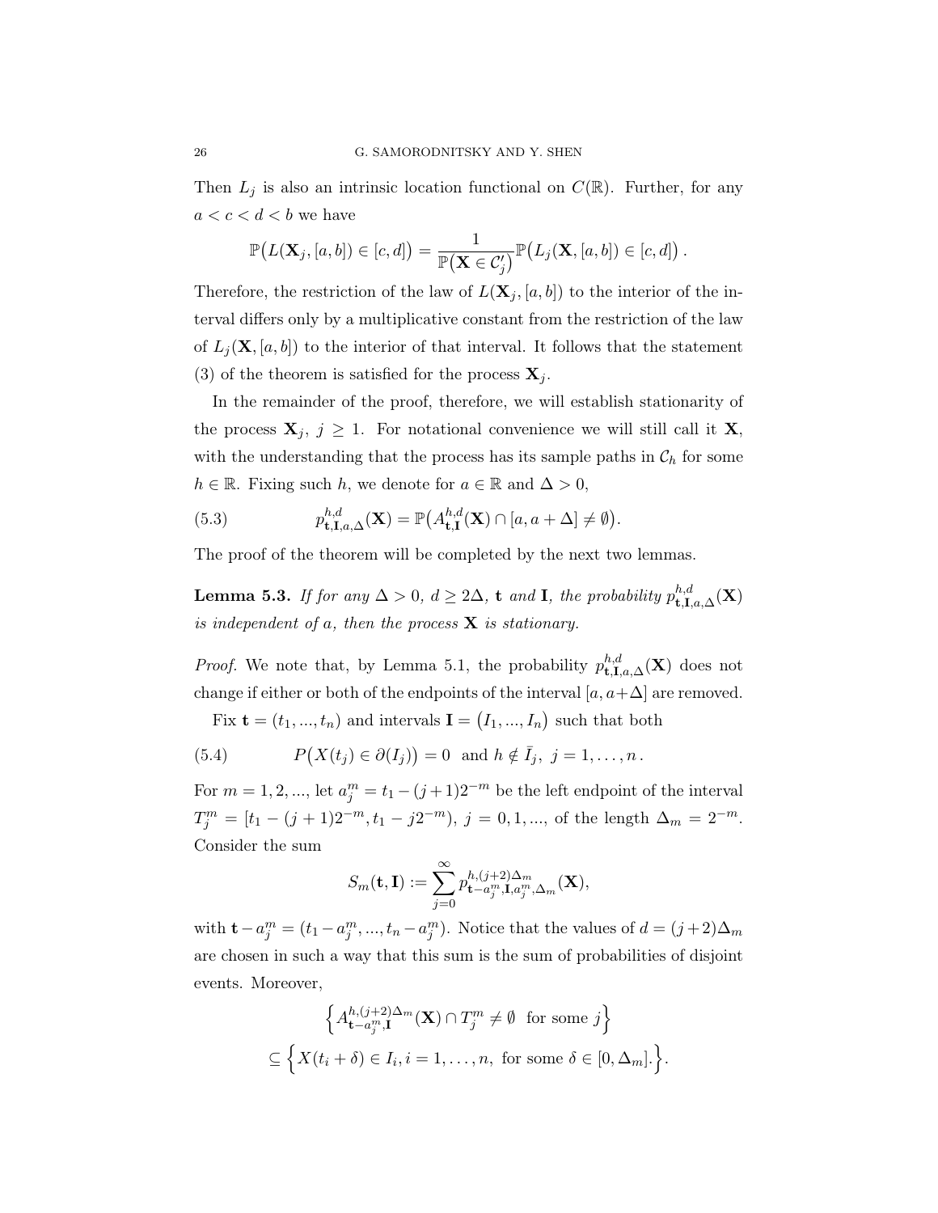Then $L_j$ is also an intrinsic location functional on $C(\mathbb{R})$. Further, for any $a < c < d < b$ we have

$$\mathbb{P}\big(L(\mathbf{X}_j, [a,b]) \in [c,d]\big) = \frac{1}{\mathbb{P}\big(\mathbf{X} \in \mathcal{C}_j'\big)} \mathbb{P}\big(L_j(\mathbf{X}, [a,b]) \in [c,d]\big) \, .$$

Therefore, the restriction of the law of $L(\mathbf{X}_j, [a,b])$ to the interior of the interval differs only by a multiplicative constant from the restriction of the law of $L_j(\mathbf{X}, [a,b])$ to the interior of that interval. It follows that the statement (3) of the theorem is satisfied for the process $\mathbf{X}_j$.

In the remainder of the proof, therefore, we will establish stationarity of the process $\mathbf{X}_j$, $j \geq 1$. For notational convenience we will still call it $\mathbf{X}$, with the understanding that the process has its sample paths in $\mathcal{C}_h$ for some $h \in \mathbb{R}$. Fixing such $h$, we denote for $a \in \mathbb{R}$ and $\Delta > 0$,

$$p^{h,d}_{\mathbf{t},\mathbf{I},a,\Delta}(\mathbf{X}) = \mathbb{P}\big(A^{h,d}_{\mathbf{t},\mathbf{I}}(\mathbf{X}) \cap [a, a+\Delta] \neq \emptyset\big). \tag{5.3}$$

The proof of the theorem will be completed by the next two lemmas.

**Lemma 5.3.** *If for any $\Delta > 0$, $d \geq 2\Delta$, $\mathbf{t}$ and $\mathbf{I}$, the probability $p^{h,d}_{\mathbf{t},\mathbf{I},a,\Delta}(\mathbf{X})$ is independent of $a$, then the process $\mathbf{X}$ is stationary.*

*Proof.* We note that, by Lemma 5.1, the probability $p^{h,d}_{\mathbf{t},\mathbf{I},a,\Delta}(\mathbf{X})$ does not change if either or both of the endpoints of the interval $[a, a+\Delta]$ are removed.

Fix $\mathbf{t} = (t_1, ..., t_n)$ and intervals $\mathbf{I} = \big(I_1, ..., I_n\big)$ such that both

$$P\big(X(t_j) \in \partial(I_j)\big) = 0 \;\; \text{and } h \notin \bar{I}_j, \; j = 1, \ldots, n \, . \tag{5.4}$$

For $m = 1, 2, ...$, let $a^m_j = t_1 - (j+1)2^{-m}$ be the left endpoint of the interval $T^m_j = [t_1 - (j+1)2^{-m}, t_1 - j2^{-m})$, $j = 0, 1, ...$, of the length $\Delta_m = 2^{-m}$. Consider the sum

$$S_m(\mathbf{t}, \mathbf{I}) := \sum_{j=0}^{\infty} p^{h,(j+2)\Delta_m}_{\mathbf{t}-a^m_j,\mathbf{I},a^m_j,\Delta_m}(\mathbf{X}),$$

with $\mathbf{t} - a^m_j = (t_1 - a^m_j, ..., t_n - a^m_j)$. Notice that the values of $d = (j+2)\Delta_m$ are chosen in such a way that this sum is the sum of probabilities of disjoint events. Moreover,

$$\Big\{ A^{h,(j+2)\Delta_m}_{\mathbf{t}-a^m_j,\mathbf{I}}(\mathbf{X}) \cap T^m_j \neq \emptyset \;\; \text{for some } j \Big\}$$
$$\subseteq \Big\{ X(t_i + \delta) \in I_i, i = 1, \ldots, n, \text{ for some } \delta \in [0, \Delta_m]. \Big\}.$$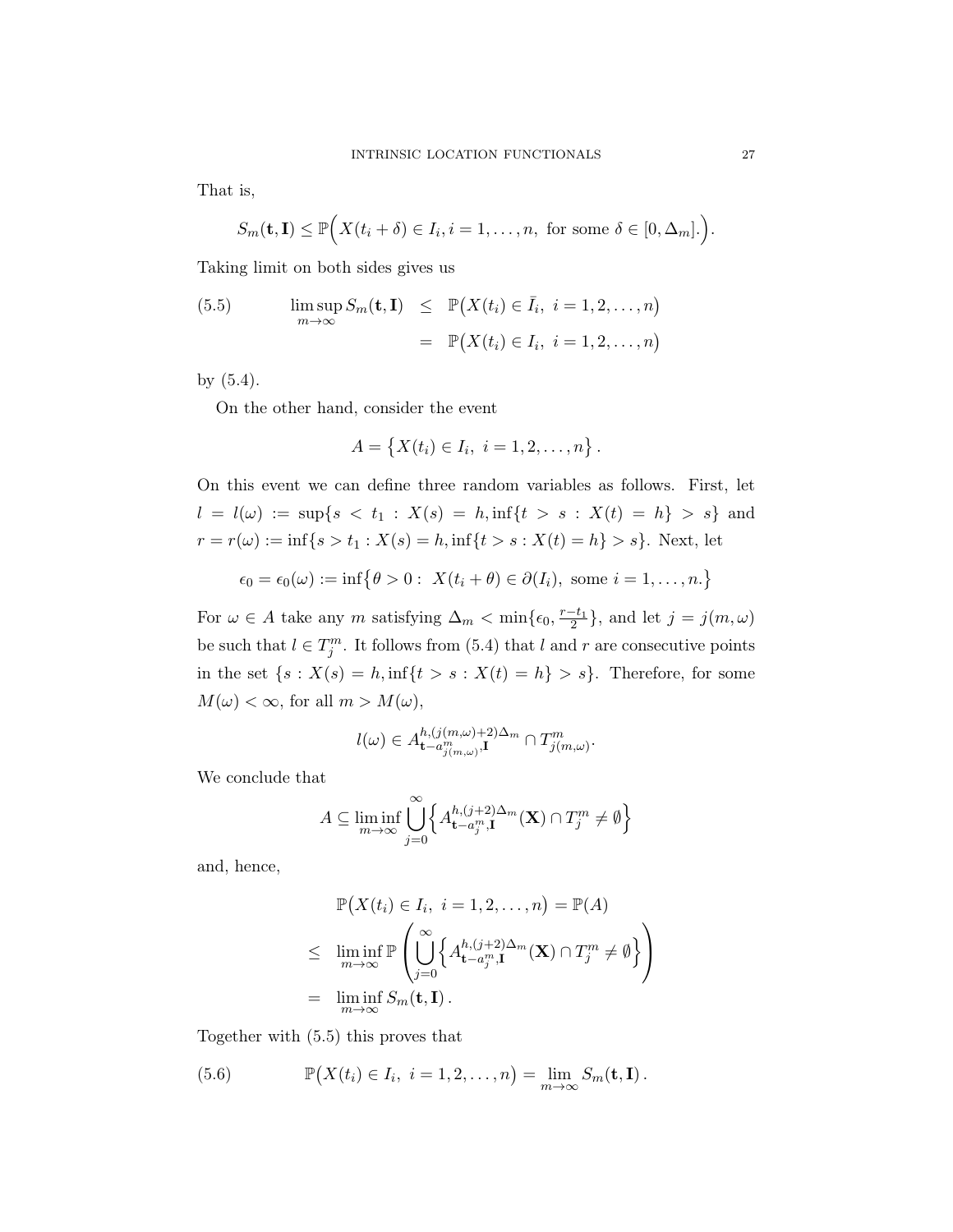That is,

$$S_m(\mathbf{t}, \mathbf{I}) \le \mathbb{P}\Big(X(t_i + \delta) \in I_i, i = 1, \ldots, n, \text{ for some } \delta \in [0, \Delta_m].\Big).$$

Taking limit on both sides gives us

$$\begin{aligned} \limsup_{m\to\infty} S_m(\mathbf{t}, \mathbf{I}) &\le \mathbb{P}\big(X(t_i) \in \bar{I}_i,\ i = 1, 2, \ldots, n\big) \\ &= \mathbb{P}\big(X(t_i) \in I_i,\ i = 1, 2, \ldots, n\big) \end{aligned} \tag{5.5}$$

by (5.4).

On the other hand, consider the event

$$A = \big\{X(t_i) \in I_i,\ i = 1, 2, \ldots, n\big\}.$$

On this event we can define three random variables as follows. First, let $l = l(\omega) := \sup\{s < t_1 : X(s) = h, \inf\{t > s : X(t) = h\} > s\}$ and $r = r(\omega) := \inf\{s > t_1 : X(s) = h, \inf\{t > s : X(t) = h\} > s\}$. Next, let

$$\epsilon_0 = \epsilon_0(\omega) := \inf\big\{\theta > 0 :\ X(t_i + \theta) \in \partial(I_i),\ \text{some } i = 1, \ldots, n.\big\}$$

For $\omega \in A$ take any $m$ satisfying $\Delta_m < \min\{\epsilon_0, \frac{r - t_1}{2}\}$, and let $j = j(m, \omega)$ be such that $l \in T_j^m$. It follows from (5.4) that $l$ and $r$ are consecutive points in the set $\{s : X(s) = h, \inf\{t > s : X(t) = h\} > s\}$. Therefore, for some $M(\omega) < \infty$, for all $m > M(\omega)$,

$$l(\omega) \in A^{h,(j(m,\omega)+2)\Delta_m}_{\mathbf{t} - a^m_{j(m,\omega)}, \mathbf{I}} \cap T^m_{j(m,\omega)}.$$

We conclude that

$$A \subseteq \liminf_{m\to\infty} \bigcup_{j=0}^{\infty} \Big\{A^{h,(j+2)\Delta_m}_{\mathbf{t} - a_j^m, \mathbf{I}}(\mathbf{X}) \cap T_j^m \ne \emptyset\Big\}$$

and, hence,

$$\begin{aligned} &\mathbb{P}\big(X(t_i) \in I_i,\ i = 1, 2, \ldots, n\big) = \mathbb{P}(A) \\ \le\ & \liminf_{m\to\infty} \mathbb{P}\left(\bigcup_{j=0}^{\infty} \Big\{A^{h,(j+2)\Delta_m}_{\mathbf{t} - a_j^m, \mathbf{I}}(\mathbf{X}) \cap T_j^m \ne \emptyset\Big\}\right) \\ =\ & \liminf_{m\to\infty} S_m(\mathbf{t}, \mathbf{I}). \end{aligned}$$

Together with (5.5) this proves that

$$\mathbb{P}\big(X(t_i) \in I_i,\ i = 1, 2, \ldots, n\big) = \lim_{m\to\infty} S_m(\mathbf{t}, \mathbf{I}). \tag{5.6}$$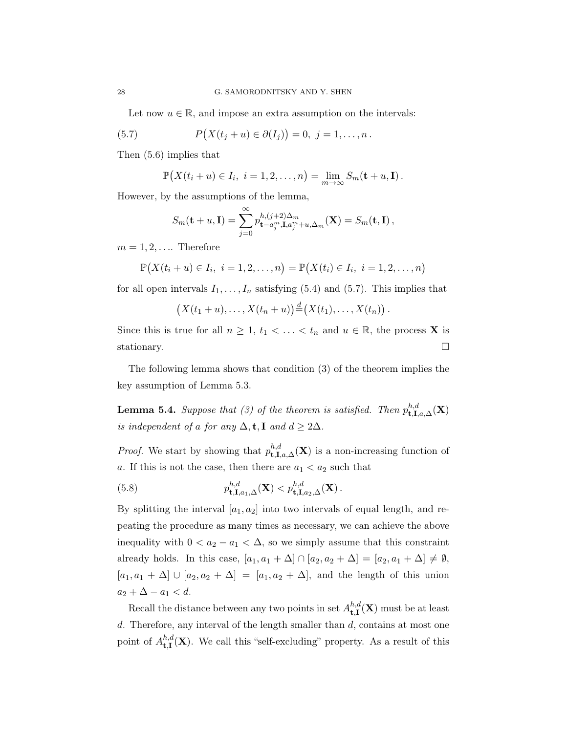Let now $u \in \mathbb{R}$, and impose an extra assumption on the intervals:

$$P\big(X(t_j + u) \in \partial(I_j)\big) = 0, \; j = 1, \ldots, n \, . \tag{5.7}$$

Then (5.6) implies that

$$\mathbb{P}\big(X(t_i + u) \in I_i, \; i = 1, 2, \ldots, n\big) = \lim_{m \to \infty} S_m(\mathbf{t} + u, \mathbf{I}) \, .$$

However, by the assumptions of the lemma,

$$S_m(\mathbf{t} + u, \mathbf{I}) = \sum_{j=0}^{\infty} p^{h,(j+2)\Delta_m}_{\mathbf{t} - a_j^m, \mathbf{I}, a_j^m + u, \Delta_m}(\mathbf{X}) = S_m(\mathbf{t}, \mathbf{I}) \, ,$$

$m = 1, 2, \ldots$. Therefore

$$\mathbb{P}\big(X(t_i + u) \in I_i, \; i = 1, 2, \ldots, n\big) = \mathbb{P}\big(X(t_i) \in I_i, \; i = 1, 2, \ldots, n\big)$$

for all open intervals $I_1, \ldots, I_n$ satisfying (5.4) and (5.7). This implies that

$$\big(X(t_1 + u), \ldots, X(t_n + u)\big) \stackrel{d}{=} \big(X(t_1), \ldots, X(t_n)\big) \, .$$

Since this is true for all $n \geq 1$, $t_1 < \ldots < t_n$ and $u \in \mathbb{R}$, the process $\mathbf{X}$ is stationary. $\square$

The following lemma shows that condition (3) of the theorem implies the key assumption of Lemma 5.3.

**Lemma 5.4.** *Suppose that (3) of the theorem is satisfied. Then $p^{h,d}_{\mathbf{t},\mathbf{I},a,\Delta}(\mathbf{X})$ is independent of $a$ for any $\Delta, \mathbf{t}, \mathbf{I}$ and $d \geq 2\Delta$.*

*Proof.* We start by showing that $p^{h,d}_{\mathbf{t},\mathbf{I},a,\Delta}(\mathbf{X})$ is a non-increasing function of $a$. If this is not the case, then there are $a_1 < a_2$ such that

$$p^{h,d}_{\mathbf{t},\mathbf{I},a_1,\Delta}(\mathbf{X}) < p^{h,d}_{\mathbf{t},\mathbf{I},a_2,\Delta}(\mathbf{X}) \, . \tag{5.8}$$

By splitting the interval $[a_1, a_2]$ into two intervals of equal length, and repeating the procedure as many times as necessary, we can achieve the above inequality with $0 < a_2 - a_1 < \Delta$, so we simply assume that this constraint already holds. In this case, $[a_1, a_1 + \Delta] \cap [a_2, a_2 + \Delta] = [a_2, a_1 + \Delta] \neq \emptyset$, $[a_1, a_1 + \Delta] \cup [a_2, a_2 + \Delta] = [a_1, a_2 + \Delta]$, and the length of this union $a_2 + \Delta - a_1 < d$.

Recall the distance between any two points in set $A^{h,d}_{\mathbf{t},\mathbf{I}}(\mathbf{X})$ must be at least $d$. Therefore, any interval of the length smaller than $d$, contains at most one point of $A^{h,d}_{\mathbf{t},\mathbf{I}}(\mathbf{X})$. We call this "self-excluding" property. As a result of this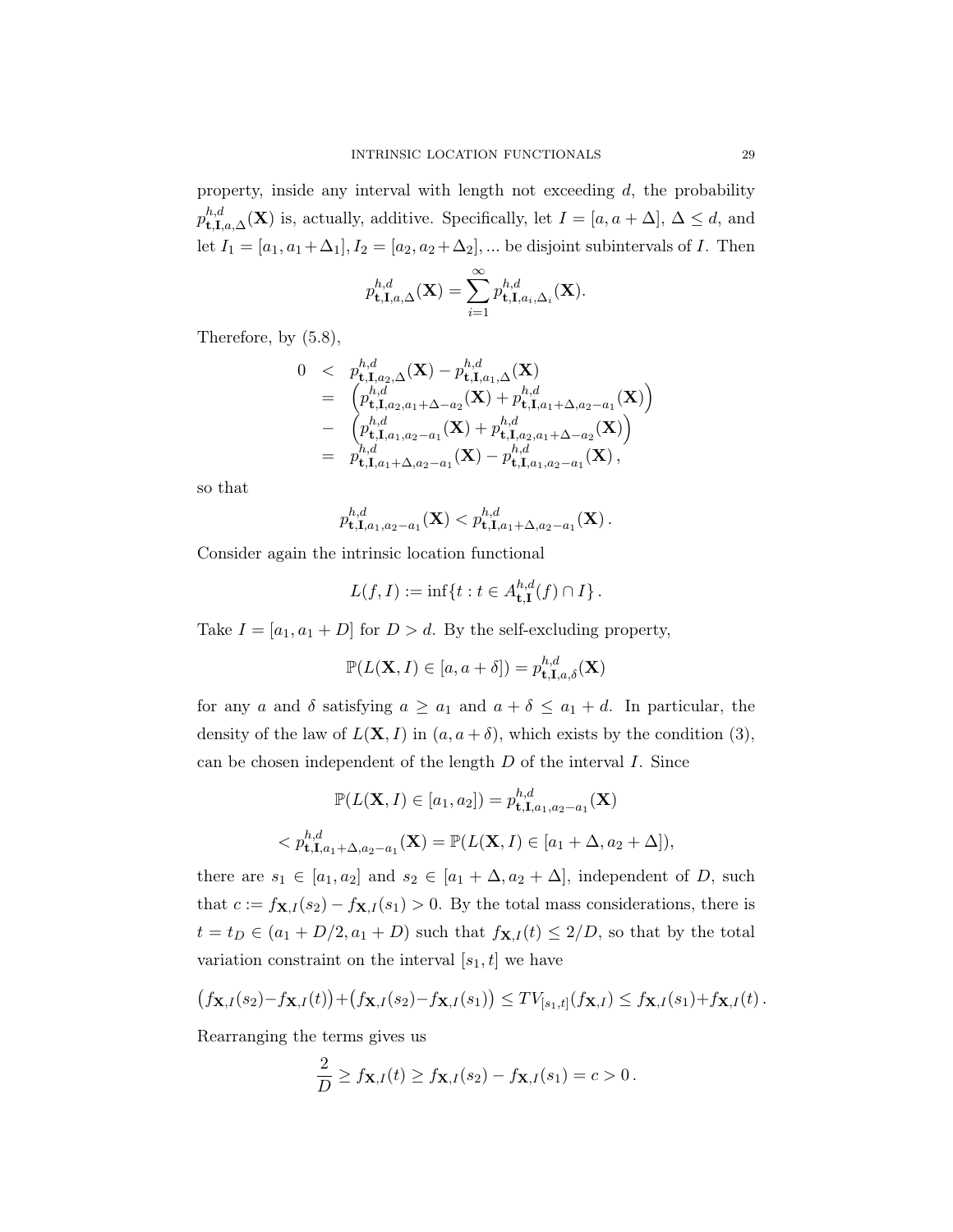property, inside any interval with length not exceeding $d$, the probability $p^{h,d}_{\mathbf{t},\mathbf{I},a,\Delta}(\mathbf{X})$ is, actually, additive. Specifically, let $I = [a, a + \Delta]$, $\Delta \le d$, and let $I_1 = [a_1, a_1 + \Delta_1], I_2 = [a_2, a_2 + \Delta_2], ...$ be disjoint subintervals of $I$. Then

$$p^{h,d}_{\mathbf{t},\mathbf{I},a,\Delta}(\mathbf{X}) = \sum_{i=1}^{\infty} p^{h,d}_{\mathbf{t},\mathbf{I},a_i,\Delta_i}(\mathbf{X}).$$

Therefore, by (5.8),

$$\begin{aligned}
0 \;&<\; p^{h,d}_{\mathbf{t},\mathbf{I},a_2,\Delta}(\mathbf{X}) - p^{h,d}_{\mathbf{t},\mathbf{I},a_1,\Delta}(\mathbf{X}) \\
&=\; \Big(p^{h,d}_{\mathbf{t},\mathbf{I},a_2,a_1+\Delta-a_2}(\mathbf{X}) + p^{h,d}_{\mathbf{t},\mathbf{I},a_1+\Delta,a_2-a_1}(\mathbf{X})\Big) \\
&-\; \Big(p^{h,d}_{\mathbf{t},\mathbf{I},a_1,a_2-a_1}(\mathbf{X}) + p^{h,d}_{\mathbf{t},\mathbf{I},a_2,a_1+\Delta-a_2}(\mathbf{X})\Big) \\
&=\; p^{h,d}_{\mathbf{t},\mathbf{I},a_1+\Delta,a_2-a_1}(\mathbf{X}) - p^{h,d}_{\mathbf{t},\mathbf{I},a_1,a_2-a_1}(\mathbf{X})\,,
\end{aligned}$$

so that

$$p^{h,d}_{\mathbf{t},\mathbf{I},a_1,a_2-a_1}(\mathbf{X}) < p^{h,d}_{\mathbf{t},\mathbf{I},a_1+\Delta,a_2-a_1}(\mathbf{X})\,.$$

Consider again the intrinsic location functional

$$L(f, I) := \inf\{t : t \in A^{h,d}_{\mathbf{t},\mathbf{I}}(f) \cap I\}\,.$$

Take $I = [a_1, a_1 + D]$ for $D > d$. By the self-excluding property,

$$\mathbb{P}(L(\mathbf{X}, I) \in [a, a + \delta]) = p^{h,d}_{\mathbf{t},\mathbf{I},a,\delta}(\mathbf{X})$$

for any $a$ and $\delta$ satisfying $a \ge a_1$ and $a + \delta \le a_1 + d$. In particular, the density of the law of $L(\mathbf{X}, I)$ in $(a, a + \delta)$, which exists by the condition (3), can be chosen independent of the length $D$ of the interval $I$. Since

$$\mathbb{P}(L(\mathbf{X}, I) \in [a_1, a_2]) = p^{h,d}_{\mathbf{t},\mathbf{I},a_1,a_2-a_1}(\mathbf{X})$$

$$< p^{h,d}_{\mathbf{t},\mathbf{I},a_1+\Delta,a_2-a_1}(\mathbf{X}) = \mathbb{P}(L(\mathbf{X}, I) \in [a_1 + \Delta, a_2 + \Delta]),$$

there are $s_1 \in [a_1, a_2]$ and $s_2 \in [a_1 + \Delta, a_2 + \Delta]$, independent of $D$, such that $c := f_{\mathbf{X},I}(s_2) - f_{\mathbf{X},I}(s_1) > 0$. By the total mass considerations, there is $t = t_D \in (a_1 + D/2, a_1 + D)$ such that $f_{\mathbf{X},I}(t) \le 2/D$, so that by the total variation constraint on the interval $[s_1, t]$ we have

$$\big(f_{\mathbf{X},I}(s_2) - f_{\mathbf{X},I}(t)\big) + \big(f_{\mathbf{X},I}(s_2) - f_{\mathbf{X},I}(s_1)\big) \le TV_{[s_1,t]}(f_{\mathbf{X},I}) \le f_{\mathbf{X},I}(s_1) + f_{\mathbf{X},I}(t)\,.$$

Rearranging the terms gives us

$$\frac{2}{D} \ge f_{\mathbf{X},I}(t) \ge f_{\mathbf{X},I}(s_2) - f_{\mathbf{X},I}(s_1) = c > 0\,.$$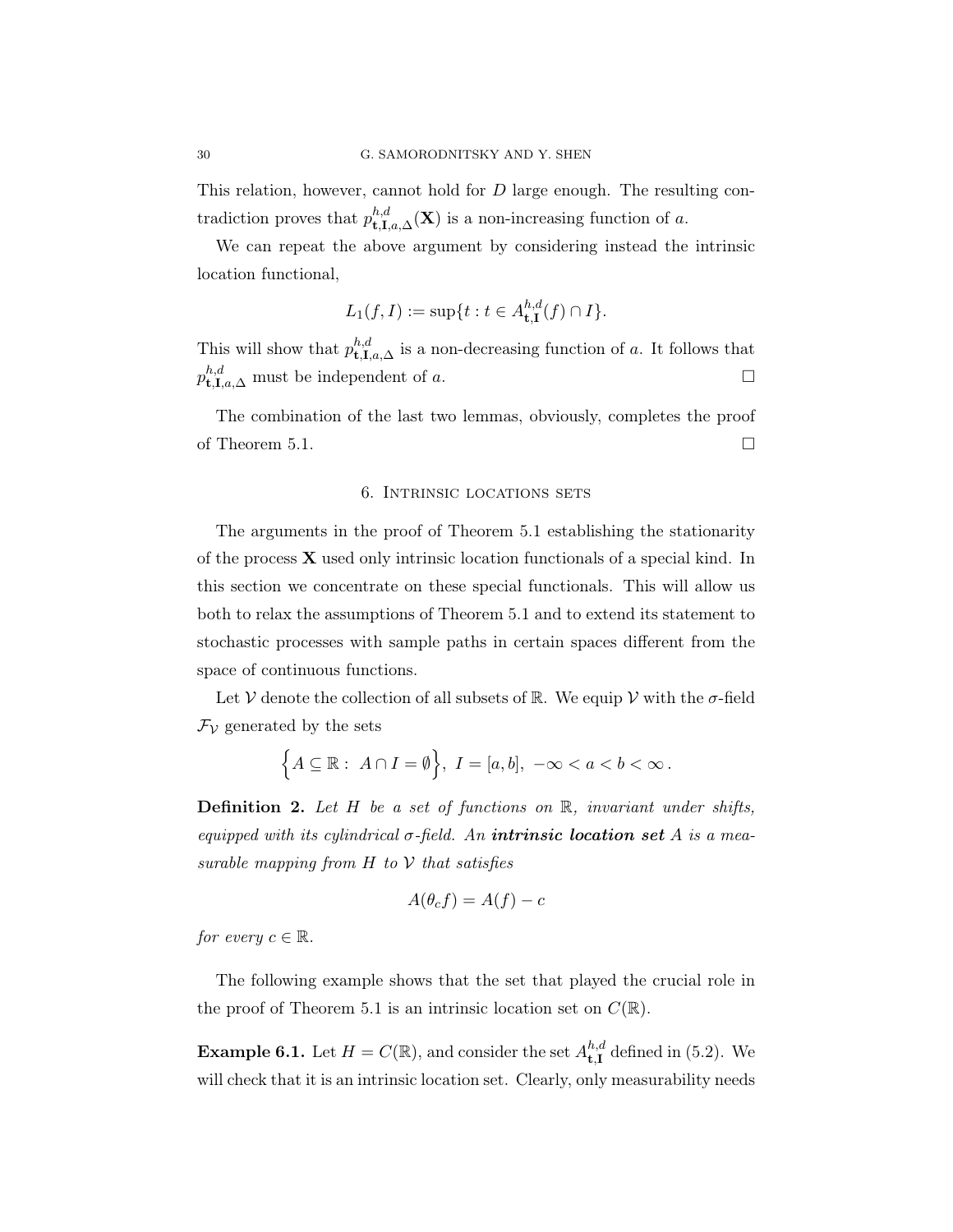This relation, however, cannot hold for $D$ large enough. The resulting contradiction proves that $p^{h,d}_{\mathbf{t},\mathbf{I},a,\Delta}(\mathbf{X})$ is a non-increasing function of $a$.

We can repeat the above argument by considering instead the intrinsic location functional,

$$L_1(f, I) := \sup\{t : t \in A^{h,d}_{\mathbf{t},\mathbf{I}}(f) \cap I\}.$$

This will show that $p^{h,d}_{\mathbf{t},\mathbf{I},a,\Delta}$ is a non-decreasing function of $a$. It follows that $p^{h,d}_{\mathbf{t},\mathbf{I},a,\Delta}$ must be independent of $a$. $\square$

The combination of the last two lemmas, obviously, completes the proof of Theorem 5.1. $\square$

## 6. Intrinsic locations sets

The arguments in the proof of Theorem 5.1 establishing the stationarity of the process $\mathbf{X}$ used only intrinsic location functionals of a special kind. In this section we concentrate on these special functionals. This will allow us both to relax the assumptions of Theorem 5.1 and to extend its statement to stochastic processes with sample paths in certain spaces different from the space of continuous functions.

Let $\mathcal{V}$ denote the collection of all subsets of $\mathbb{R}$. We equip $\mathcal{V}$ with the $\sigma$-field $\mathcal{F}_{\mathcal{V}}$ generated by the sets

$$\Big\{A \subseteq \mathbb{R} : \ A \cap I = \emptyset\Big\}, \ I = [a, b], \ -\infty < a < b < \infty\,.$$

**Definition 2.** *Let $H$ be a set of functions on $\mathbb{R}$, invariant under shifts, equipped with its cylindrical $\sigma$-field. An **intrinsic location set** $A$ is a measurable mapping from $H$ to $\mathcal{V}$ that satisfies*

$$A(\theta_c f) = A(f) - c$$

*for every $c \in \mathbb{R}$.*

The following example shows that the set that played the crucial role in the proof of Theorem 5.1 is an intrinsic location set on $C(\mathbb{R})$.

**Example 6.1.** Let $H = C(\mathbb{R})$, and consider the set $A^{h,d}_{\mathbf{t},\mathbf{I}}$ defined in (5.2). We will check that it is an intrinsic location set. Clearly, only measurability needs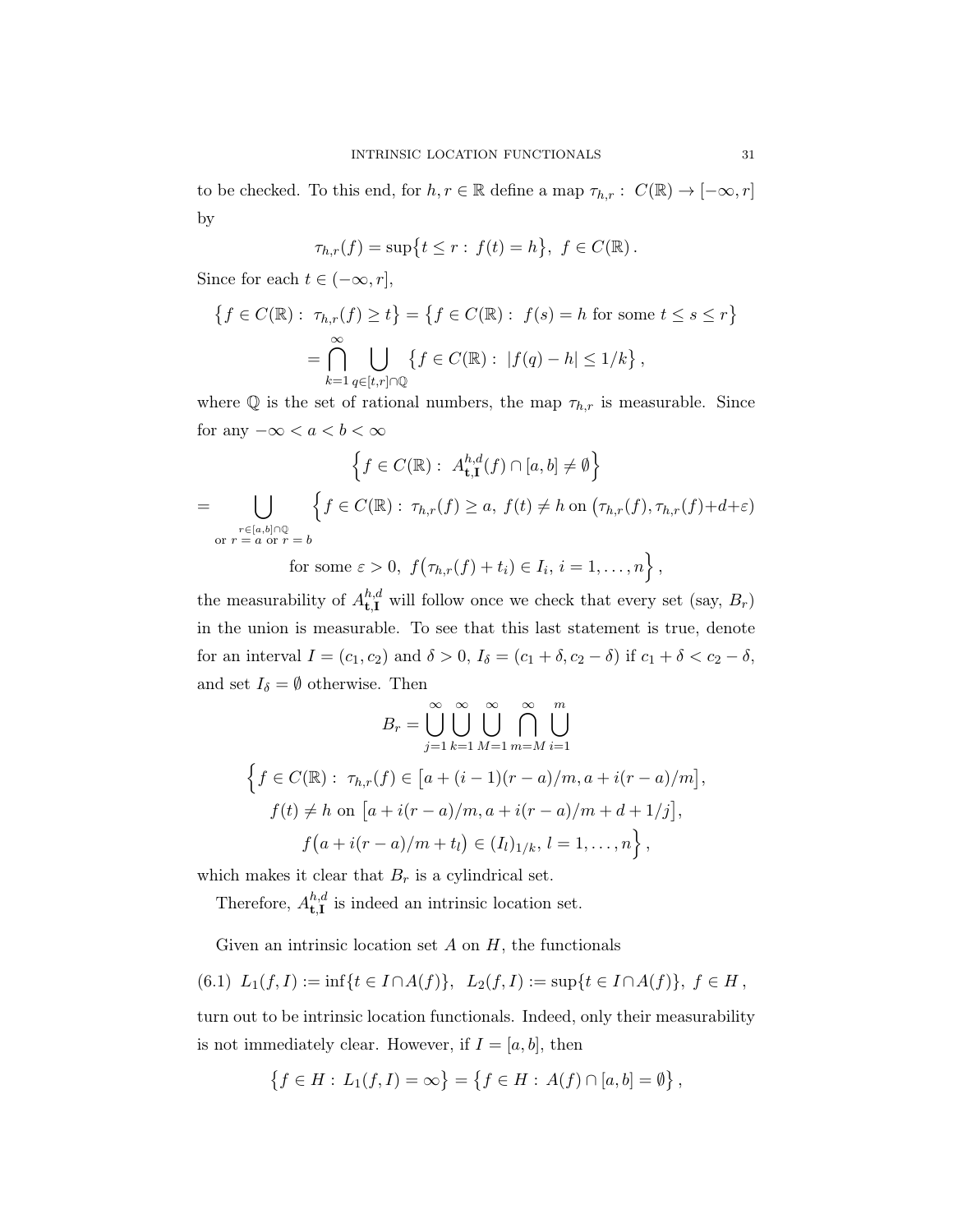to be checked. To this end, for $h, r \in \mathbb{R}$ define a map $\tau_{h,r} : C(\mathbb{R}) \to [-\infty, r]$ by

$$\tau_{h,r}(f) = \sup\{t \le r : f(t) = h\}, \; f \in C(\mathbb{R}).$$

Since for each $t \in (-\infty, r]$,

$$\begin{aligned}\{f \in C(\mathbb{R}) : \tau_{h,r}(f) \ge t\} &= \{f \in C(\mathbb{R}) : f(s) = h \text{ for some } t \le s \le r\} \\ &= \bigcap_{k=1}^{\infty} \bigcup_{q \in [t,r] \cap \mathbb{Q}} \{f \in C(\mathbb{R}) : |f(q) - h| \le 1/k\},\end{aligned}$$

where $\mathbb{Q}$ is the set of rational numbers, the map $\tau_{h,r}$ is measurable. Since for any $-\infty < a < b < \infty$

$$\Big\{f \in C(\mathbb{R}) : A^{h,d}_{\mathbf{t},\mathbf{I}}(f) \cap [a,b] \ne \emptyset\Big\}$$

$$= \bigcup_{\substack{r \in [a,b] \cap \mathbb{Q} \\ \text{or } r = a \text{ or } r = b}} \Big\{f \in C(\mathbb{R}) : \tau_{h,r}(f) \ge a, \; f(t) \ne h \text{ on } \big(\tau_{h,r}(f), \tau_{h,r}(f) + d + \varepsilon\big)$$

$$\text{for some } \varepsilon > 0, \; f\big(\tau_{h,r}(f) + t_i\big) \in I_i, \; i = 1, \ldots, n\Big\},$$

the measurability of $A^{h,d}_{\mathbf{t},\mathbf{I}}$ will follow once we check that every set (say, $B_r$) in the union is measurable. To see that this last statement is true, denote for an interval $I = (c_1, c_2)$ and $\delta > 0$, $I_\delta = (c_1 + \delta, c_2 - \delta)$ if $c_1 + \delta < c_2 - \delta$, and set $I_\delta = \emptyset$ otherwise. Then

$$B_r = \bigcup_{j=1}^{\infty} \bigcup_{k=1}^{\infty} \bigcup_{M=1}^{\infty} \bigcap_{m=M}^{\infty} \bigcup_{i=1}^{m}$$

$$\Big\{f \in C(\mathbb{R}) : \tau_{h,r}(f) \in \big[a + (i-1)(r-a)/m, a + i(r-a)/m\big],$$
$$f(t) \ne h \text{ on } \big[a + i(r-a)/m, a + i(r-a)/m + d + 1/j\big],$$
$$f\big(a + i(r-a)/m + t_l\big) \in (I_l)_{1/k}, \; l = 1, \ldots, n\Big\},$$

which makes it clear that $B_r$ is a cylindrical set.

Therefore, $A^{h,d}_{\mathbf{t},\mathbf{I}}$ is indeed an intrinsic location set.

Given an intrinsic location set $A$ on $H$, the functionals

$$L_1(f, I) := \inf\{t \in I \cap A(f)\}, \; L_2(f, I) := \sup\{t \in I \cap A(f)\}, \; f \in H, \tag{6.1}$$

turn out to be intrinsic location functionals. Indeed, only their measurability is not immediately clear. However, if $I = [a, b]$, then

$$\{f \in H : L_1(f, I) = \infty\} = \{f \in H : A(f) \cap [a,b] = \emptyset\},$$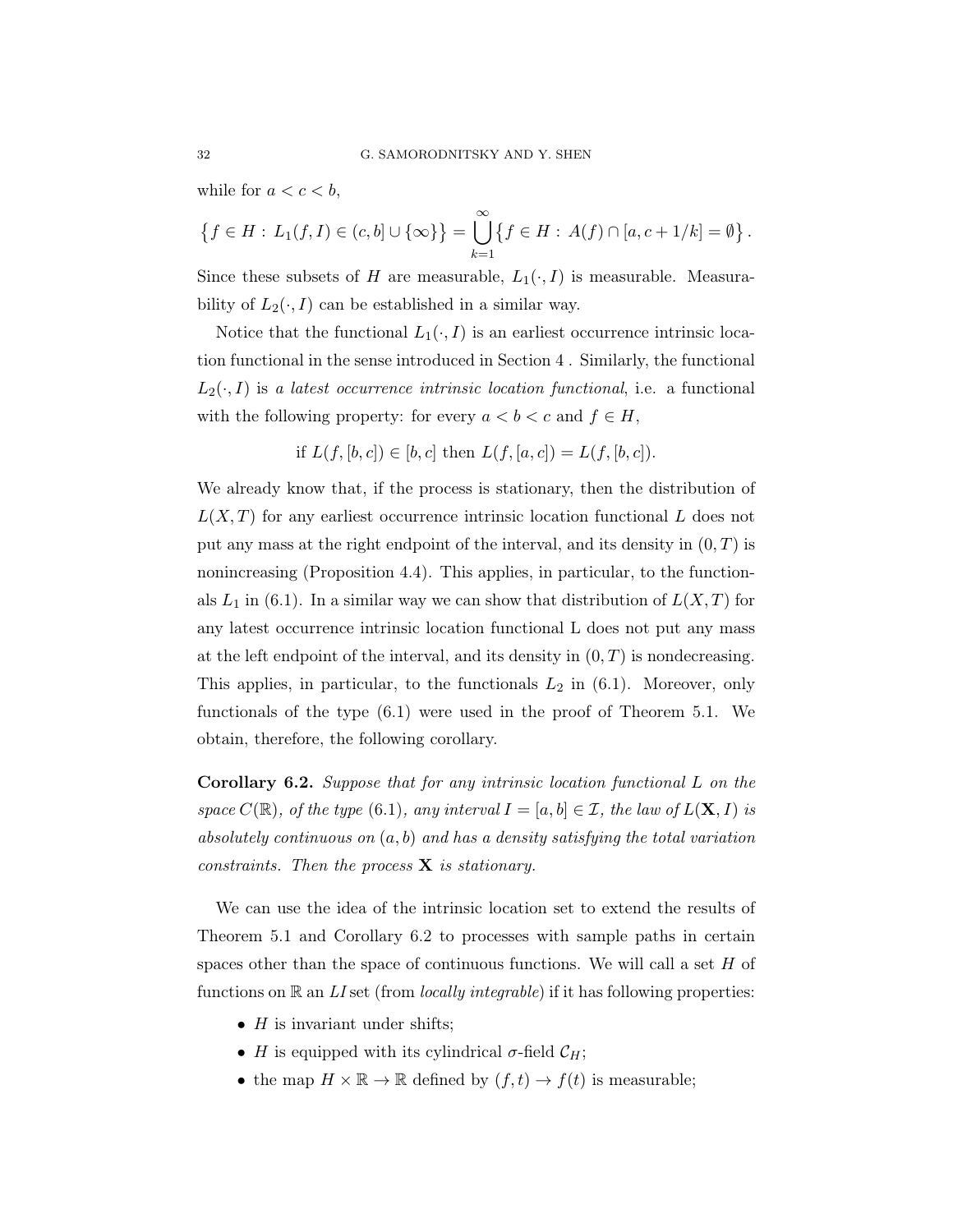while for $a < c < b$,

$$\left\{f \in H : L_1(f, I) \in (c, b] \cup \{\infty\}\right\} = \bigcup_{k=1}^{\infty} \left\{f \in H : A(f) \cap [a, c + 1/k] = \emptyset\right\}.$$

Since these subsets of $H$ are measurable, $L_1(\cdot, I)$ is measurable. Measurability of $L_2(\cdot, I)$ can be established in a similar way.

Notice that the functional $L_1(\cdot, I)$ is an earliest occurrence intrinsic location functional in the sense introduced in Section 4 . Similarly, the functional $L_2(\cdot, I)$ is *a latest occurrence intrinsic location functional*, i.e. a functional with the following property: for every $a < b < c$ and $f \in H$,

$$\text{if } L(f, [b, c]) \in [b, c] \text{ then } L(f, [a, c]) = L(f, [b, c]).$$

We already know that, if the process is stationary, then the distribution of $L(X, T)$ for any earliest occurrence intrinsic location functional $L$ does not put any mass at the right endpoint of the interval, and its density in $(0, T)$ is nonincreasing (Proposition 4.4). This applies, in particular, to the functionals $L_1$ in (6.1). In a similar way we can show that distribution of $L(X, T)$ for any latest occurrence intrinsic location functional L does not put any mass at the left endpoint of the interval, and its density in $(0, T)$ is nondecreasing. This applies, in particular, to the functionals $L_2$ in (6.1). Moreover, only functionals of the type (6.1) were used in the proof of Theorem 5.1. We obtain, therefore, the following corollary.

**Corollary 6.2.** *Suppose that for any intrinsic location functional $L$ on the space $C(\mathbb{R})$, of the type (6.1), any interval $I = [a, b] \in \mathcal{I}$, the law of $L(\mathbf{X}, I)$ is absolutely continuous on $(a, b)$ and has a density satisfying the total variation constraints. Then the process $\mathbf{X}$ is stationary.*

We can use the idea of the intrinsic location set to extend the results of Theorem 5.1 and Corollary 6.2 to processes with sample paths in certain spaces other than the space of continuous functions. We will call a set $H$ of functions on $\mathbb{R}$ an *LI* set (from *locally integrable*) if it has following properties:

- $H$ is invariant under shifts;
- $H$ is equipped with its cylindrical $\sigma$-field $\mathcal{C}_H$;
- the map $H \times \mathbb{R} \to \mathbb{R}$ defined by $(f, t) \to f(t)$ is measurable;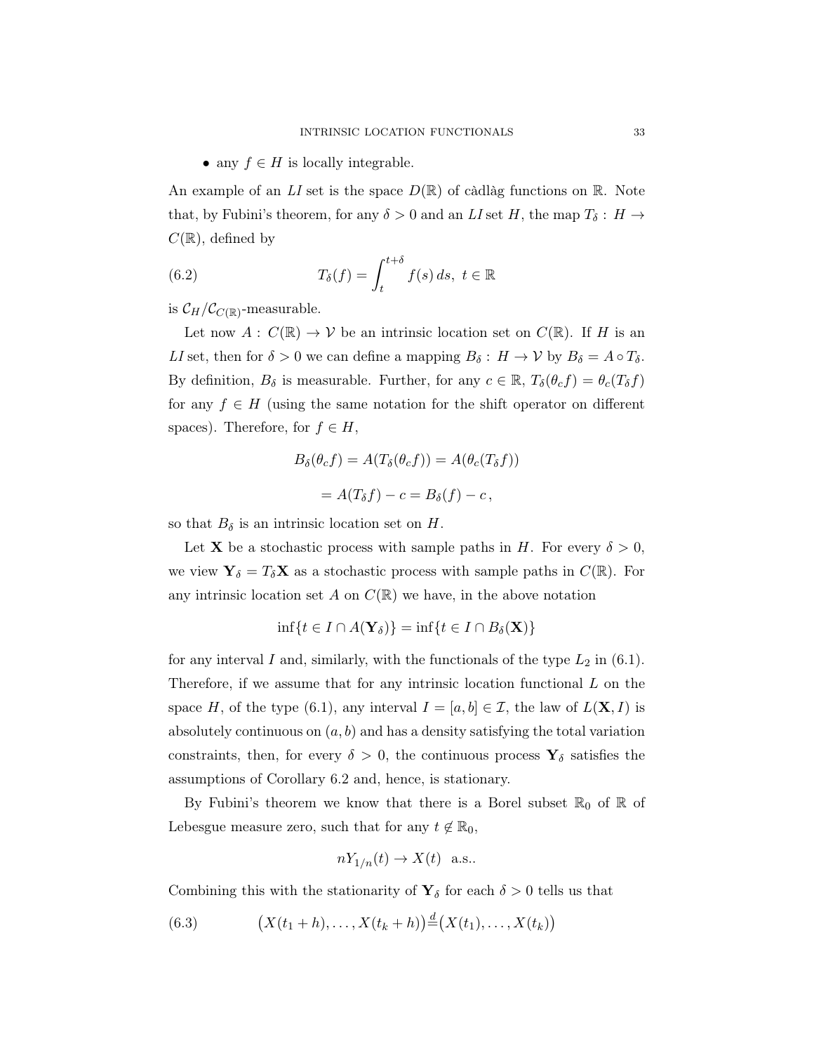- any $f \in H$ is locally integrable.

An example of an *LI* set is the space $D(\mathbb{R})$ of càdlàg functions on $\mathbb{R}$. Note that, by Fubini's theorem, for any $\delta > 0$ and an *LI* set $H$, the map $T_\delta : H \to C(\mathbb{R})$, defined by

$$T_\delta(f) = \int_t^{t+\delta} f(s)\, ds, \; t \in \mathbb{R} \tag{6.2}$$

is $\mathcal{C}_H/\mathcal{C}_{C(\mathbb{R})}$-measurable.

Let now $A : C(\mathbb{R}) \to \mathcal{V}$ be an intrinsic location set on $C(\mathbb{R})$. If $H$ is an *LI* set, then for $\delta > 0$ we can define a mapping $B_\delta : H \to \mathcal{V}$ by $B_\delta = A \circ T_\delta$. By definition, $B_\delta$ is measurable. Further, for any $c \in \mathbb{R}$, $T_\delta(\theta_c f) = \theta_c(T_\delta f)$ for any $f \in H$ (using the same notation for the shift operator on different spaces). Therefore, for $f \in H$,

$$B_\delta(\theta_c f) = A(T_\delta(\theta_c f)) = A(\theta_c(T_\delta f))$$

$$= A(T_\delta f) - c = B_\delta(f) - c\,,$$

so that $B_\delta$ is an intrinsic location set on $H$.

Let $\mathbf{X}$ be a stochastic process with sample paths in $H$. For every $\delta > 0$, we view $\mathbf{Y}_\delta = T_\delta \mathbf{X}$ as a stochastic process with sample paths in $C(\mathbb{R})$. For any intrinsic location set $A$ on $C(\mathbb{R})$ we have, in the above notation

$$\inf\{t \in I \cap A(\mathbf{Y}_\delta)\} = \inf\{t \in I \cap B_\delta(\mathbf{X})\}$$

for any interval $I$ and, similarly, with the functionals of the type $L_2$ in (6.1). Therefore, if we assume that for any intrinsic location functional $L$ on the space $H$, of the type (6.1), any interval $I = [a, b] \in \mathcal{I}$, the law of $L(\mathbf{X}, I)$ is absolutely continuous on $(a, b)$ and has a density satisfying the total variation constraints, then, for every $\delta > 0$, the continuous process $\mathbf{Y}_\delta$ satisfies the assumptions of Corollary 6.2 and, hence, is stationary.

By Fubini's theorem we know that there is a Borel subset $\mathbb{R}_0$ of $\mathbb{R}$ of Lebesgue measure zero, such that for any $t \notin \mathbb{R}_0$,

$$nY_{1/n}(t) \to X(t) \;\; \text{a.s.}.$$

Combining this with the stationarity of $\mathbf{Y}_\delta$ for each $\delta > 0$ tells us that

$$\big(X(t_1 + h), \ldots, X(t_k + h)\big) \stackrel{d}{=} \big(X(t_1), \ldots, X(t_k)\big) \tag{6.3}$$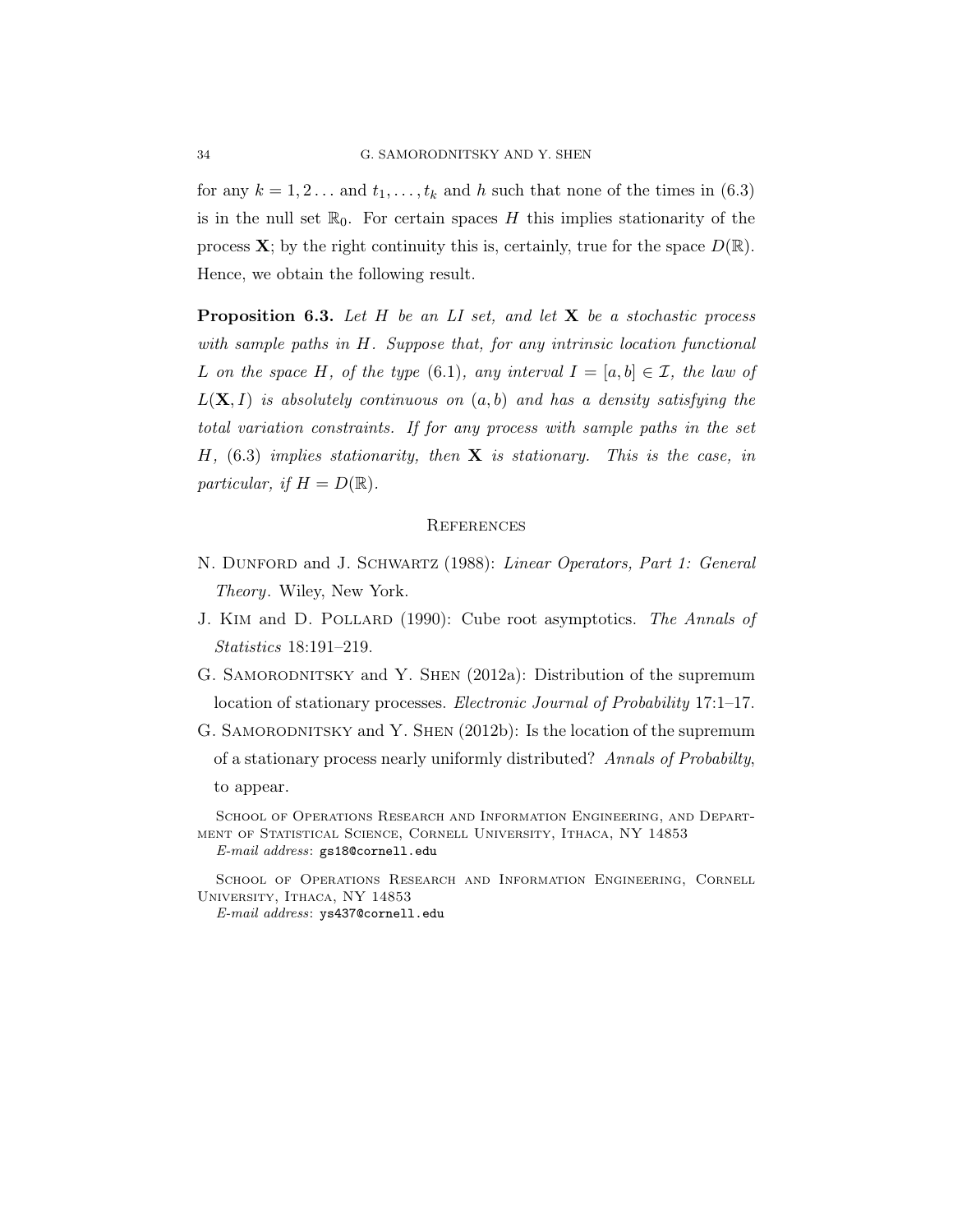for any $k = 1, 2 \ldots$ and $t_1, \ldots, t_k$ and $h$ such that none of the times in (6.3) is in the null set $\mathbb{R}_0$. For certain spaces $H$ this implies stationarity of the process $\mathbf{X}$; by the right continuity this is, certainly, true for the space $D(\mathbb{R})$. Hence, we obtain the following result.

**Proposition 6.3.** *Let $H$ be an LI set, and let $\mathbf{X}$ be a stochastic process with sample paths in $H$. Suppose that, for any intrinsic location functional $L$ on the space $H$, of the type (6.1), any interval $I = [a, b] \in \mathcal{I}$, the law of $L(\mathbf{X}, I)$ is absolutely continuous on $(a, b)$ and has a density satisfying the total variation constraints. If for any process with sample paths in the set $H$, (6.3) implies stationarity, then $\mathbf{X}$ is stationary. This is the case, in particular, if $H = D(\mathbb{R})$.*

## References

N. Dunford and J. Schwartz (1988): *Linear Operators, Part 1: General Theory*. Wiley, New York.

J. Kim and D. Pollard (1990): Cube root asymptotics. *The Annals of Statistics* 18:191–219.

G. Samorodnitsky and Y. Shen (2012a): Distribution of the supremum location of stationary processes. *Electronic Journal of Probability* 17:1–17.

G. Samorodnitsky and Y. Shen (2012b): Is the location of the supremum of a stationary process nearly uniformly distributed? *Annals of Probabilty*, to appear.

School of Operations Research and Information Engineering, and Department of Statistical Science, Cornell University, Ithaca, NY 14853
*E-mail address*: gs18@cornell.edu

School of Operations Research and Information Engineering, Cornell University, Ithaca, NY 14853
*E-mail address*: ys437@cornell.edu